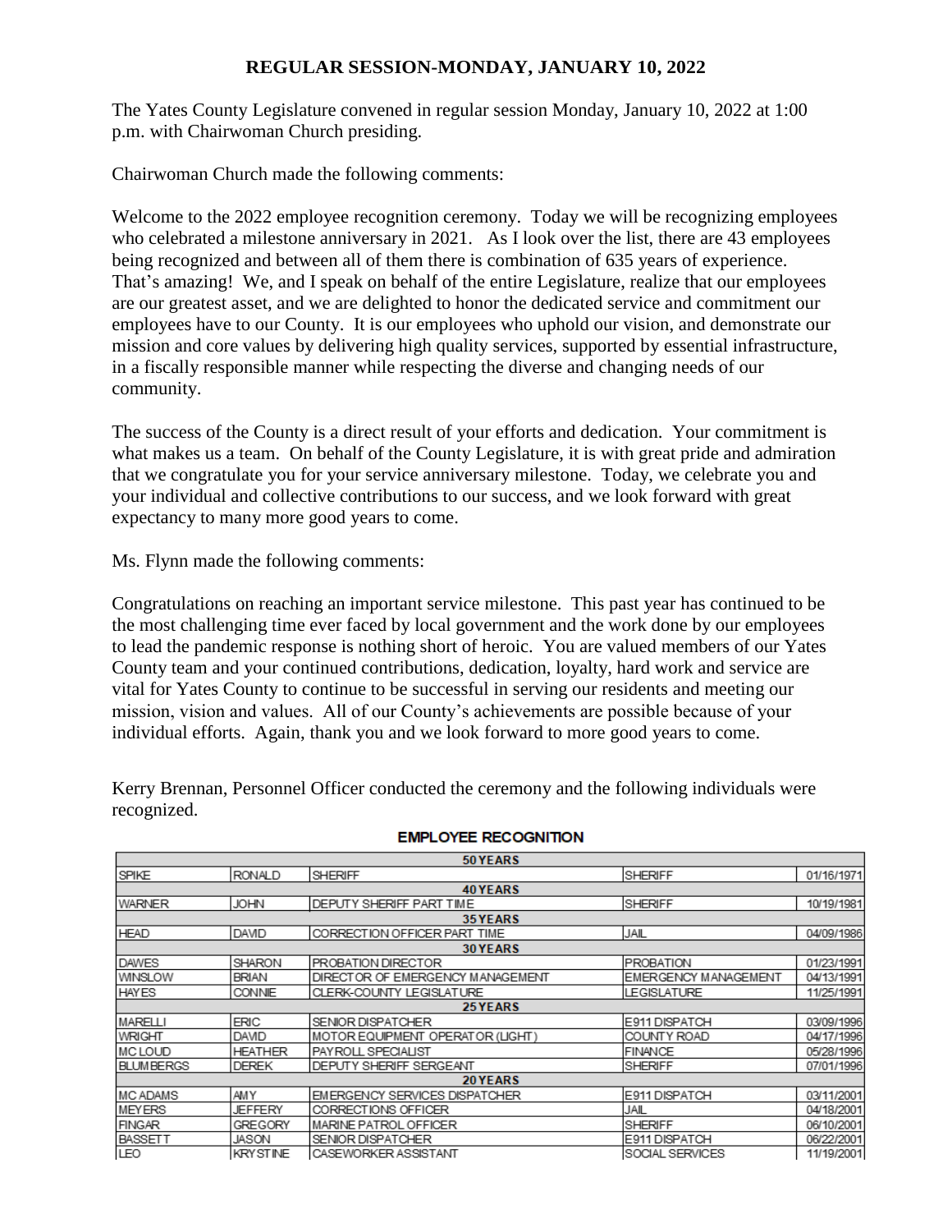**REGULAR SESSION-MONDAY, JANUARY 10, 2022**

The Yates County Legislature convened in regular session Monday, January 10, 2022 at 1:00 p.m. with Chairwoman Church presiding.

Chairwoman Church made the following comments:

Welcome to the 2022 employee recognition ceremony. Today we will be recognizing employees who celebrated a milestone anniversary in 2021. As I look over the list, there are 43 employees being recognized and between all of them there is combination of 635 years of experience. That's amazing! We, and I speak on behalf of the entire Legislature, realize that our employees are our greatest asset, and we are delighted to honor the dedicated service and commitment our employees have to our County. It is our employees who uphold our vision, and demonstrate our mission and core values by delivering high quality services, supported by essential infrastructure, in a fiscally responsible manner while respecting the diverse and changing needs of our community.

The success of the County is a direct result of your efforts and dedication. Your commitment is what makes us a team. On behalf of the County Legislature, it is with great pride and admiration that we congratulate you for your service anniversary milestone. Today, we celebrate you and your individual and collective contributions to our success, and we look forward with great expectancy to many more good years to come.

Ms. Flynn made the following comments:

Congratulations on reaching an important service milestone. This past year has continued to be the most challenging time ever faced by local government and the work done by our employees to lead the pandemic response is nothing short of heroic. You are valued members of our Yates County team and your continued contributions, dedication, loyalty, hard work and service are vital for Yates County to continue to be successful in serving our residents and meeting our mission, vision and values. All of our County's achievements are possible because of your individual efforts. Again, thank you and we look forward to more good years to come.

Kerry Brennan, Personnel Officer conducted the ceremony and the following individuals were recognized.

**EMPLOYEE RECOGNITION**

| | | | | |
|---|---|---|---|---|
| **50 YEARS** | | | | |
| SPIKE | RONALD | SHERIFF | SHERIFF | 01/16/1971 |
| **40 YEARS** | | | | |
| WARNER | JOHN | DEPUTY SHERIFF PART TIME | SHERIFF | 10/19/1981 |
| **35 YEARS** | | | | |
| HEAD | DAVID | CORRECTION OFFICER PART TIME | JAIL | 04/09/1986 |
| **30 YEARS** | | | | |
| DAWES | SHARON | PROBATION DIRECTOR | PROBATION | 01/23/1991 |
| WINSLOW | BRIAN | DIRECTOR OF EMERGENCY MANAGEMENT | EMERGENCY MANAGEMENT | 04/13/1991 |
| HAYES | CONNIE | CLERK-COUNTY LEGISLATURE | LEGISLATURE | 11/25/1991 |
| **25 YEARS** | | | | |
| MARELLI | ERIC | SENIOR DISPATCHER | E911 DISPATCH | 03/09/1996 |
| WRIGHT | DAVID | MOTOR EQUIPMENT OPERATOR (LIGHT) | COUNTY ROAD | 04/17/1996 |
| MC LOUD | HEATHER | PAYROLL SPECIALIST | FINANCE | 05/28/1996 |
| BLUMBERGS | DEREK | DEPUTY SHERIFF SERGEANT | SHERIFF | 07/01/1996 |
| **20 YEARS** | | | | |
| MC ADAMS | AMY | EMERGENCY SERVICES DISPATCHER | E911 DISPATCH | 03/11/2001 |
| MEYERS | JEFFERY | CORRECTIONS OFFICER | JAIL | 04/18/2001 |
| FINGAR | GREGORY | MARINE PATROL OFFICER | SHERIFF | 06/10/2001 |
| BASSETT | JASON | SENIOR DISPATCHER | E911 DISPATCH | 06/22/2001 |
| LEO | KRYSTINE | CASEWORKER ASSISTANT | SOCIAL SERVICES | 11/19/2001 |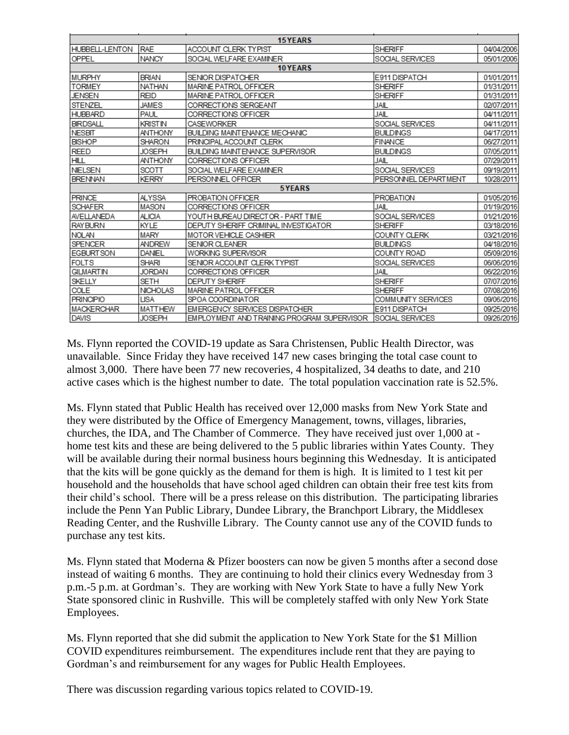| | | 15 YEARS | | |
|---|---|---|---|---|
| HUBBELL-LENTON | RAE | ACCOUNT CLERK TYPIST | SHERIFF | 04/04/2006 |
| OPPEL | NANCY | SOCIAL WELFARE EXAMINER | SOCIAL SERVICES | 05/01/2006 |
| | | **10 YEARS** | | |
| MURPHY | BRIAN | SENIOR DISPATCHER | E911 DISPATCH | 01/01/2011 |
| TORMEY | NATHAN | MARINE PATROL OFFICER | SHERIFF | 01/31/2011 |
| JENSEN | REID | MARINE PATROL OFFICER | SHERIFF | 01/31/2011 |
| STENZEL | JAMES | CORRECTIONS SERGEANT | JAIL | 02/07/2011 |
| HUBBARD | PAUL | CORRECTIONS OFFICER | JAIL | 04/11/2011 |
| BIRDSALL | KRISTIN | CASEWORKER | SOCIAL SERVICES | 04/11/2011 |
| NESBIT | ANTHONY | BUILDING MAINTENANCE MECHANIC | BUILDINGS | 04/17/2011 |
| BISHOP | SHARON | PRINCIPAL ACCOUNT CLERK | FINANCE | 06/27/2011 |
| REED | JOSEPH | BUILDING MAINTENANCE SUPERVISOR | BUILDINGS | 07/05/2011 |
| HILL | ANTHONY | CORRECTIONS OFFICER | JAIL | 07/29/2011 |
| NIELSEN | SCOTT | SOCIAL WELFARE EXAMINER | SOCIAL SERVICES | 09/19/2011 |
| BRENNAN | KERRY | PERSONNEL OFFICER | PERSONNEL DEPARTMENT | 10/28/2011 |
| | | **5 YEARS** | | |
| PRINCE | ALYSSA | PROBATION OFFICER | PROBATION | 01/05/2016 |
| SCHAFER | MASON | CORRECTIONS OFFICER | JAIL | 01/19/2016 |
| AVELLANEDA | ALICIA | YOUTH BUREAU DIRECTOR - PART TIME | SOCIAL SERVICES | 01/21/2016 |
| RAYBURN | KYLE | DEPUTY SHERIFF CRIMINAL INVESTIGATOR | SHERIFF | 03/18/2016 |
| NOLAN | MARY | MOTOR VEHICLE CASHIER | COUNTY CLERK | 03/21/2016 |
| SPENCER | ANDREW | SENIOR CLEANER | BUILDINGS | 04/18/2016 |
| EGBURTSON | DANIEL | WORKING SUPERVISOR | COUNTY ROAD | 05/09/2016 |
| FOLTS | SHARI | SENIOR ACCOUNT CLERK TYPIST | SOCIAL SERVICES | 06/06/2016 |
| GILMARTIN | JORDAN | CORRECTIONS OFFICER | JAIL | 06/22/2016 |
| SKELLY | SETH | DEPUTY SHERIFF | SHERIFF | 07/07/2016 |
| COLE | NICHOLAS | MARINE PATROL OFFICER | SHERIFF | 07/08/2016 |
| PRINCIPIO | LISA | SPOA COORDINATOR | COMMUNITY SERVICES | 09/06/2016 |
| MACKERCHAR | MATTHEW | EMERGENCY SERVICES DISPATCHER | E911 DISPATCH | 09/25/2016 |
| DAVIS | JOSEPH | EMPLOYMENT AND TRAINING PROGRAM SUPERVISOR | SOCIAL SERVICES | 09/26/2016 |

Ms. Flynn reported the COVID-19 update as Sara Christensen, Public Health Director, was unavailable. Since Friday they have received 147 new cases bringing the total case count to almost 3,000. There have been 77 new recoveries, 4 hospitalized, 34 deaths to date, and 210 active cases which is the highest number to date. The total population vaccination rate is 52.5%.

Ms. Flynn stated that Public Health has received over 12,000 masks from New York State and they were distributed by the Office of Emergency Management, towns, villages, libraries, churches, the IDA, and The Chamber of Commerce. They have received just over 1,000 at - home test kits and these are being delivered to the 5 public libraries within Yates County. They will be available during their normal business hours beginning this Wednesday. It is anticipated that the kits will be gone quickly as the demand for them is high. It is limited to 1 test kit per household and the households that have school aged children can obtain their free test kits from their child's school. There will be a press release on this distribution. The participating libraries include the Penn Yan Public Library, Dundee Library, the Branchport Library, the Middlesex Reading Center, and the Rushville Library. The County cannot use any of the COVID funds to purchase any test kits.

Ms. Flynn stated that Moderna & Pfizer boosters can now be given 5 months after a second dose instead of waiting 6 months. They are continuing to hold their clinics every Wednesday from 3 p.m.-5 p.m. at Gordman's. They are working with New York State to have a fully New York State sponsored clinic in Rushville. This will be completely staffed with only New York State Employees.

Ms. Flynn reported that she did submit the application to New York State for the $1 Million COVID expenditures reimbursement. The expenditures include rent that they are paying to Gordman's and reimbursement for any wages for Public Health Employees.

There was discussion regarding various topics related to COVID-19.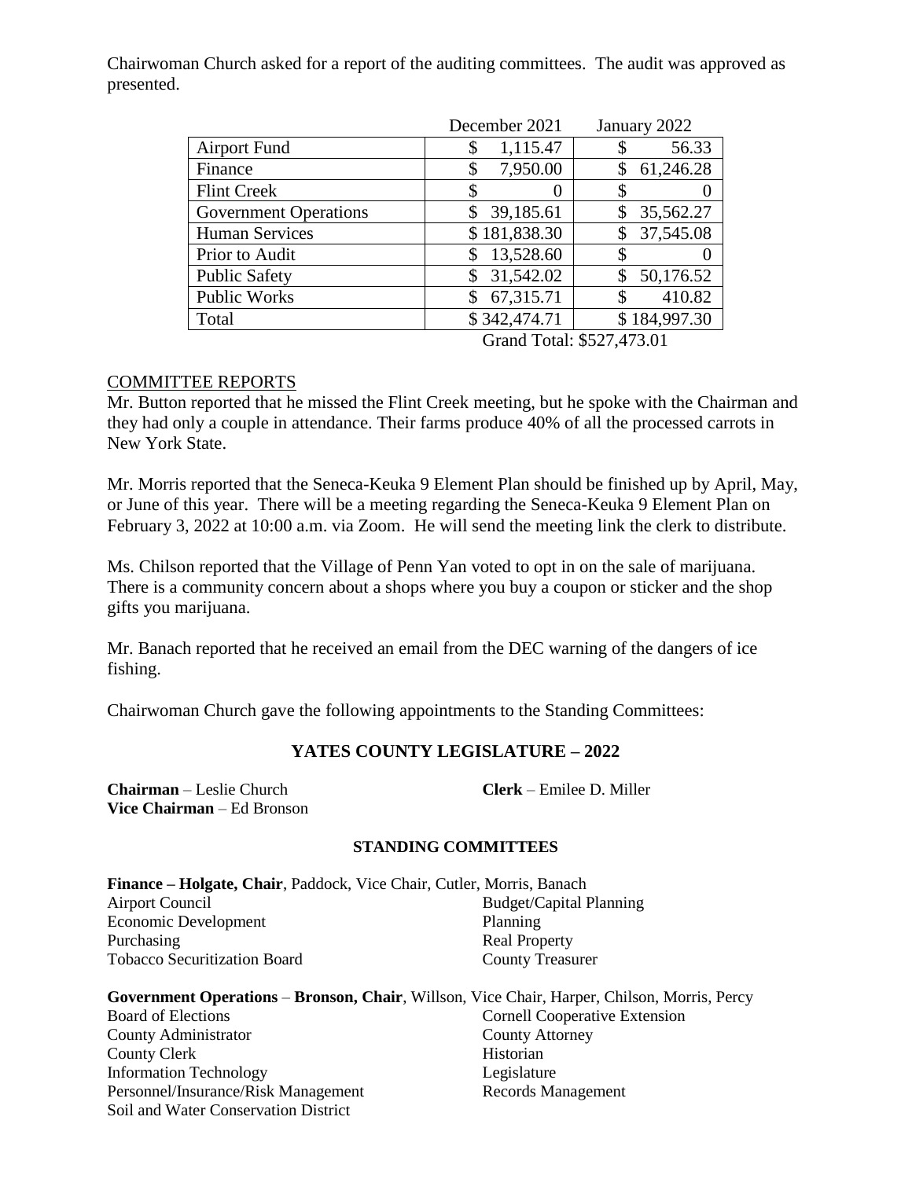Chairwoman Church asked for a report of the auditing committees. The audit was approved as presented.

| | December 2021 | January 2022 |
|---|---|---|
| Airport Fund | $ 1,115.47 | $ 56.33 |
| Finance | $ 7,950.00 | $ 61,246.28 |
| Flint Creek | $ 0 | $ 0 |
| Government Operations | $ 39,185.61 | $ 35,562.27 |
| Human Services | $ 181,838.30 | $ 37,545.08 |
| Prior to Audit | $ 13,528.60 | $ 0 |
| Public Safety | $ 31,542.02 | $ 50,176.52 |
| Public Works | $ 67,315.71 | $ 410.82 |
| Total | $ 342,474.71 | $ 184,997.30 |

Grand Total: $527,473.01

COMMITTEE REPORTS

Mr. Button reported that he missed the Flint Creek meeting, but he spoke with the Chairman and they had only a couple in attendance. Their farms produce 40% of all the processed carrots in New York State.

Mr. Morris reported that the Seneca-Keuka 9 Element Plan should be finished up by April, May, or June of this year. There will be a meeting regarding the Seneca-Keuka 9 Element Plan on February 3, 2022 at 10:00 a.m. via Zoom. He will send the meeting link the clerk to distribute.

Ms. Chilson reported that the Village of Penn Yan voted to opt in on the sale of marijuana. There is a community concern about a shops where you buy a coupon or sticker and the shop gifts you marijuana.

Mr. Banach reported that he received an email from the DEC warning of the dangers of ice fishing.

Chairwoman Church gave the following appointments to the Standing Committees:

## YATES COUNTY LEGISLATURE – 2022

**Chairman** – Leslie Church
**Vice Chairman** – Ed Bronson
**Clerk** – Emilee D. Miller

### STANDING COMMITTEES

**Finance – Holgate, Chair**, Paddock, Vice Chair, Cutler, Morris, Banach

Airport Council
Budget/Capital Planning
Economic Development
Planning
Purchasing
Real Property
Tobacco Securitization Board
County Treasurer

**Government Operations** – **Bronson, Chair**, Willson, Vice Chair, Harper, Chilson, Morris, Percy

Board of Elections
Cornell Cooperative Extension
County Administrator
County Attorney
County Clerk
Historian
Information Technology
Legislature
Personnel/Insurance/Risk Management
Records Management
Soil and Water Conservation District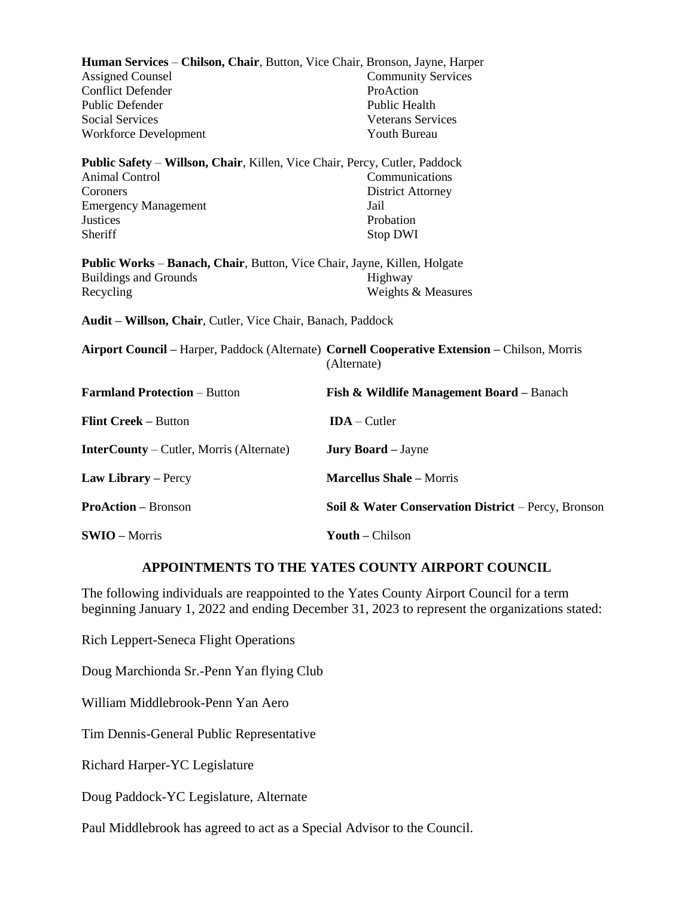**Human Services** – **Chilson, Chair**, Button, Vice Chair, Bronson, Jayne, Harper

Assigned Counsel
Community Services
Conflict Defender
ProAction
Public Defender
Public Health
Social Services
Veterans Services
Workforce Development
Youth Bureau

**Public Safety** – **Willson, Chair**, Killen, Vice Chair, Percy, Cutler, Paddock

Animal Control
Communications
Coroners
District Attorney
Emergency Management
Jail
Justices
Probation
Sheriff
Stop DWI

**Public Works** – **Banach, Chair**, Button, Vice Chair, Jayne, Killen, Holgate

Buildings and Grounds
Highway
Recycling
Weights & Measures

**Audit – Willson, Chair**, Cutler, Vice Chair, Banach, Paddock

**Airport Council –** Harper, Paddock (Alternate)

**Cornell Cooperative Extension –** Chilson, Morris (Alternate)

**Farmland Protection** – Button

**Fish & Wildlife Management Board –** Banach

**Flint Creek –** Button

**IDA** – Cutler

**InterCounty** – Cutler, Morris (Alternate)

**Jury Board –** Jayne

**Law Library –** Percy

**Marcellus Shale –** Morris

**ProAction –** Bronson

**Soil & Water Conservation District** – Percy, Bronson

**SWIO –** Morris

**Youth –** Chilson

## APPOINTMENTS TO THE YATES COUNTY AIRPORT COUNCIL

The following individuals are reappointed to the Yates County Airport Council for a term beginning January 1, 2022 and ending December 31, 2023 to represent the organizations stated:

Rich Leppert-Seneca Flight Operations

Doug Marchionda Sr.-Penn Yan flying Club

William Middlebrook-Penn Yan Aero

Tim Dennis-General Public Representative

Richard Harper-YC Legislature

Doug Paddock-YC Legislature, Alternate

Paul Middlebrook has agreed to act as a Special Advisor to the Council.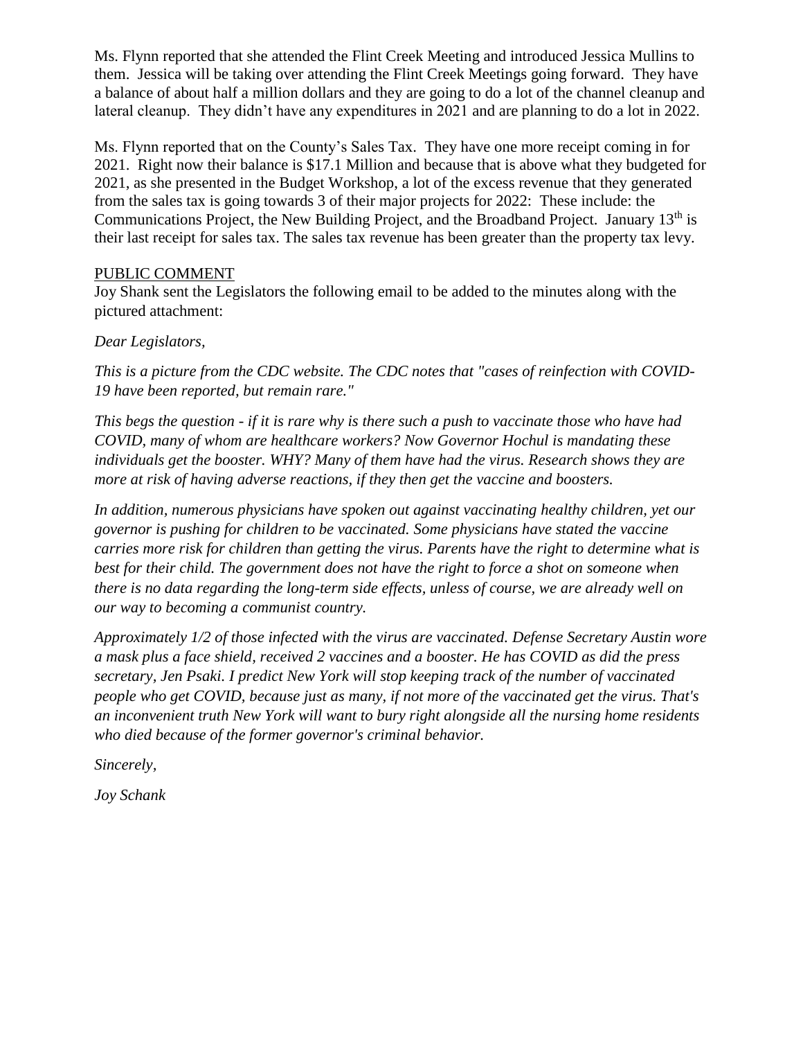Ms. Flynn reported that she attended the Flint Creek Meeting and introduced Jessica Mullins to them. Jessica will be taking over attending the Flint Creek Meetings going forward. They have a balance of about half a million dollars and they are going to do a lot of the channel cleanup and lateral cleanup. They didn't have any expenditures in 2021 and are planning to do a lot in 2022.

Ms. Flynn reported that on the County's Sales Tax. They have one more receipt coming in for 2021. Right now their balance is $17.1 Million and because that is above what they budgeted for 2021, as she presented in the Budget Workshop, a lot of the excess revenue that they generated from the sales tax is going towards 3 of their major projects for 2022: These include: the Communications Project, the New Building Project, and the Broadband Project. January 13th is their last receipt for sales tax. The sales tax revenue has been greater than the property tax levy.

PUBLIC COMMENT

Joy Shank sent the Legislators the following email to be added to the minutes along with the pictured attachment:

*Dear Legislators,*

*This is a picture from the CDC website. The CDC notes that "cases of reinfection with COVID-19 have been reported, but remain rare."*

*This begs the question - if it is rare why is there such a push to vaccinate those who have had COVID, many of whom are healthcare workers? Now Governor Hochul is mandating these individuals get the booster. WHY? Many of them have had the virus. Research shows they are more at risk of having adverse reactions, if they then get the vaccine and boosters.*

*In addition, numerous physicians have spoken out against vaccinating healthy children, yet our governor is pushing for children to be vaccinated. Some physicians have stated the vaccine carries more risk for children than getting the virus. Parents have the right to determine what is best for their child. The government does not have the right to force a shot on someone when there is no data regarding the long-term side effects, unless of course, we are already well on our way to becoming a communist country.*

*Approximately 1/2 of those infected with the virus are vaccinated. Defense Secretary Austin wore a mask plus a face shield, received 2 vaccines and a booster. He has COVID as did the press secretary, Jen Psaki. I predict New York will stop keeping track of the number of vaccinated people who get COVID, because just as many, if not more of the vaccinated get the virus. That's an inconvenient truth New York will want to bury right alongside all the nursing home residents who died because of the former governor's criminal behavior.*

*Sincerely,*

*Joy Schank*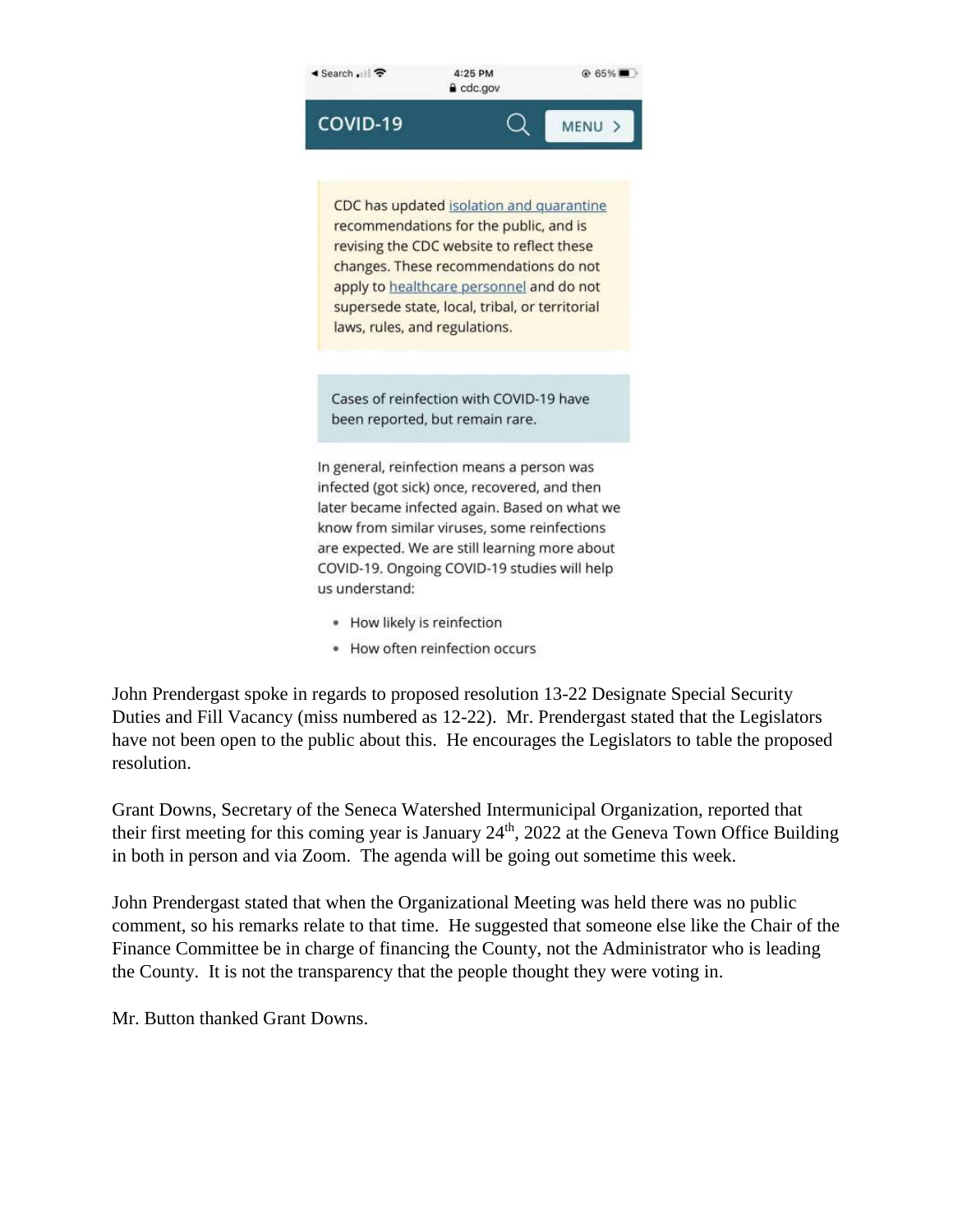◄ Search 4:25 PM 65%
cdc.gov

COVID-19 MENU >

CDC has updated isolation and quarantine recommendations for the public, and is revising the CDC website to reflect these changes. These recommendations do not apply to healthcare personnel and do not supersede state, local, tribal, or territorial laws, rules, and regulations.

Cases of reinfection with COVID-19 have been reported, but remain rare.

In general, reinfection means a person was infected (got sick) once, recovered, and then later became infected again. Based on what we know from similar viruses, some reinfections are expected. We are still learning more about COVID-19. Ongoing COVID-19 studies will help us understand:

- How likely is reinfection
- How often reinfection occurs

John Prendergast spoke in regards to proposed resolution 13-22 Designate Special Security Duties and Fill Vacancy (miss numbered as 12-22). Mr. Prendergast stated that the Legislators have not been open to the public about this. He encourages the Legislators to table the proposed resolution.

Grant Downs, Secretary of the Seneca Watershed Intermunicipal Organization, reported that their first meeting for this coming year is January 24th, 2022 at the Geneva Town Office Building in both in person and via Zoom. The agenda will be going out sometime this week.

John Prendergast stated that when the Organizational Meeting was held there was no public comment, so his remarks relate to that time. He suggested that someone else like the Chair of the Finance Committee be in charge of financing the County, not the Administrator who is leading the County. It is not the transparency that the people thought they were voting in.

Mr. Button thanked Grant Downs.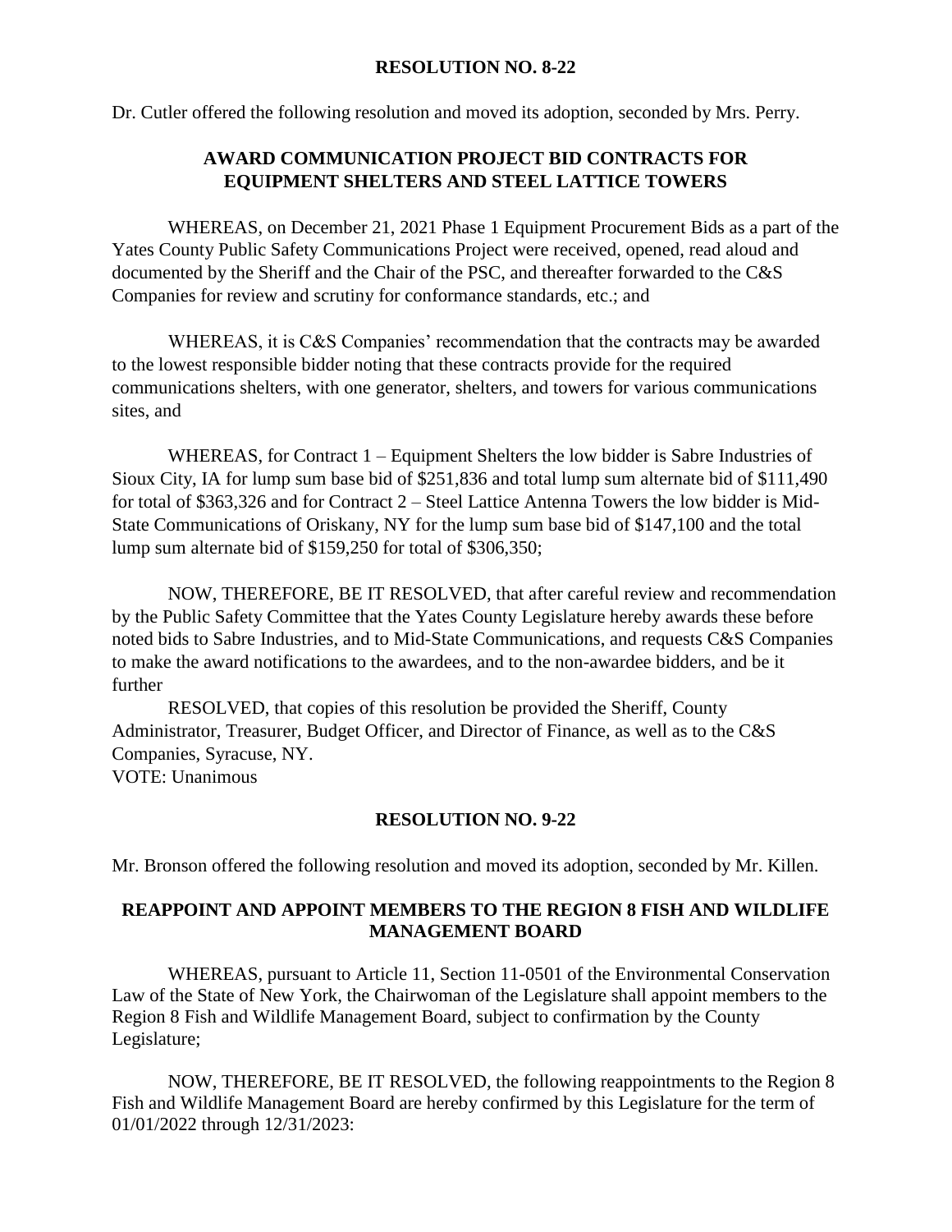## RESOLUTION NO. 8-22

Dr. Cutler offered the following resolution and moved its adoption, seconded by Mrs. Perry.

### AWARD COMMUNICATION PROJECT BID CONTRACTS FOR EQUIPMENT SHELTERS AND STEEL LATTICE TOWERS

WHEREAS, on December 21, 2021 Phase 1 Equipment Procurement Bids as a part of the Yates County Public Safety Communications Project were received, opened, read aloud and documented by the Sheriff and the Chair of the PSC, and thereafter forwarded to the C&S Companies for review and scrutiny for conformance standards, etc.; and

WHEREAS, it is C&S Companies' recommendation that the contracts may be awarded to the lowest responsible bidder noting that these contracts provide for the required communications shelters, with one generator, shelters, and towers for various communications sites, and

WHEREAS, for Contract 1 – Equipment Shelters the low bidder is Sabre Industries of Sioux City, IA for lump sum base bid of $251,836 and total lump sum alternate bid of $111,490 for total of $363,326 and for Contract 2 – Steel Lattice Antenna Towers the low bidder is Mid-State Communications of Oriskany, NY for the lump sum base bid of $147,100 and the total lump sum alternate bid of $159,250 for total of $306,350;

NOW, THEREFORE, BE IT RESOLVED, that after careful review and recommendation by the Public Safety Committee that the Yates County Legislature hereby awards these before noted bids to Sabre Industries, and to Mid-State Communications, and requests C&S Companies to make the award notifications to the awardees, and to the non-awardee bidders, and be it further

RESOLVED, that copies of this resolution be provided the Sheriff, County Administrator, Treasurer, Budget Officer, and Director of Finance, as well as to the C&S Companies, Syracuse, NY.

VOTE: Unanimous

## RESOLUTION NO. 9-22

Mr. Bronson offered the following resolution and moved its adoption, seconded by Mr. Killen.

### REAPPOINT AND APPOINT MEMBERS TO THE REGION 8 FISH AND WILDLIFE MANAGEMENT BOARD

WHEREAS, pursuant to Article 11, Section 11-0501 of the Environmental Conservation Law of the State of New York, the Chairwoman of the Legislature shall appoint members to the Region 8 Fish and Wildlife Management Board, subject to confirmation by the County Legislature;

NOW, THEREFORE, BE IT RESOLVED, the following reappointments to the Region 8 Fish and Wildlife Management Board are hereby confirmed by this Legislature for the term of 01/01/2022 through 12/31/2023: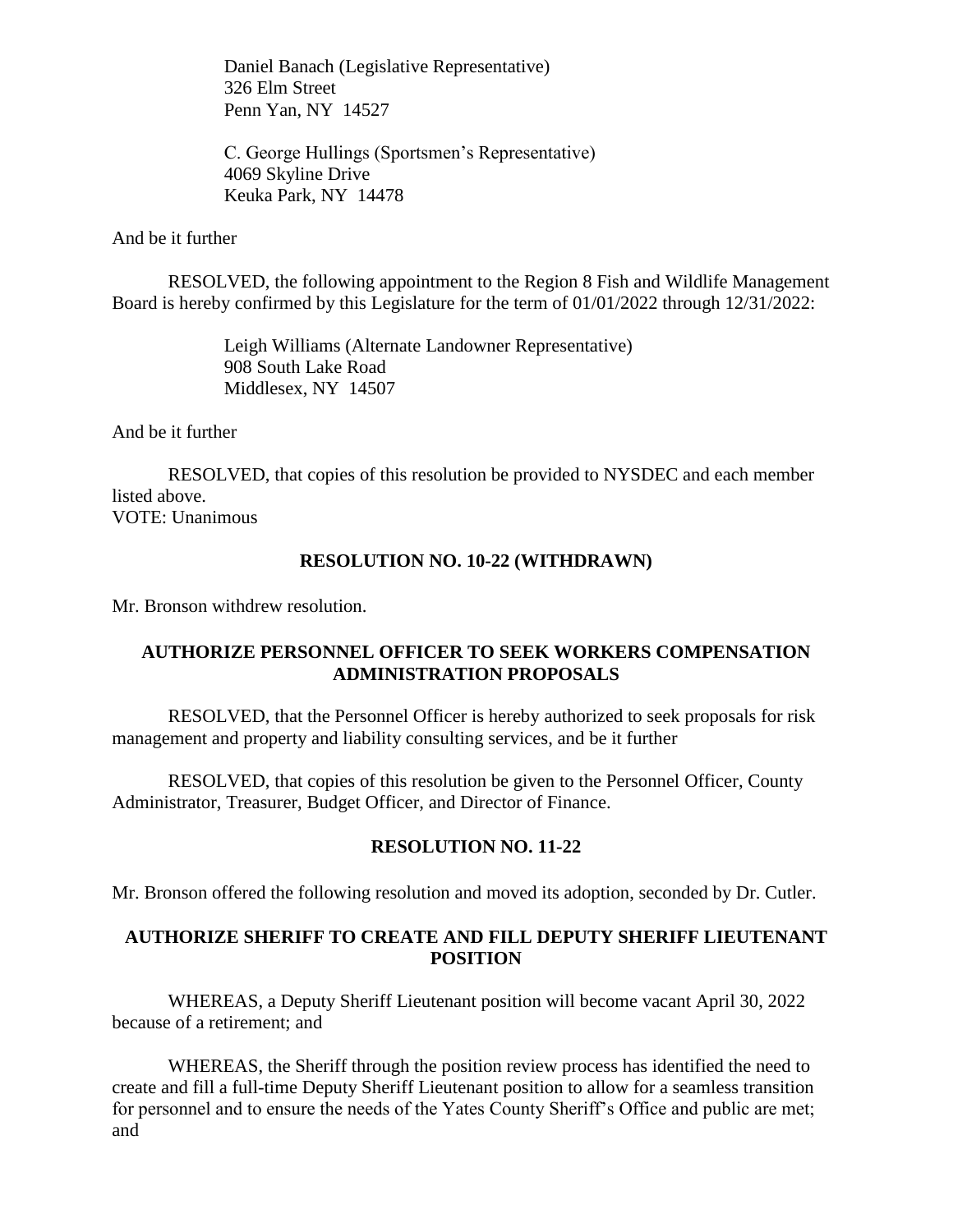Daniel Banach (Legislative Representative)
326 Elm Street
Penn Yan, NY 14527

C. George Hullings (Sportsmen's Representative)
4069 Skyline Drive
Keuka Park, NY 14478

And be it further

RESOLVED, the following appointment to the Region 8 Fish and Wildlife Management Board is hereby confirmed by this Legislature for the term of 01/01/2022 through 12/31/2022:

Leigh Williams (Alternate Landowner Representative)
908 South Lake Road
Middlesex, NY 14507

And be it further

RESOLVED, that copies of this resolution be provided to NYSDEC and each member listed above.
VOTE: Unanimous

**RESOLUTION NO. 10-22 (WITHDRAWN)**

Mr. Bronson withdrew resolution.

**AUTHORIZE PERSONNEL OFFICER TO SEEK WORKERS COMPENSATION ADMINISTRATION PROPOSALS**

RESOLVED, that the Personnel Officer is hereby authorized to seek proposals for risk management and property and liability consulting services, and be it further

RESOLVED, that copies of this resolution be given to the Personnel Officer, County Administrator, Treasurer, Budget Officer, and Director of Finance.

**RESOLUTION NO. 11-22**

Mr. Bronson offered the following resolution and moved its adoption, seconded by Dr. Cutler.

**AUTHORIZE SHERIFF TO CREATE AND FILL DEPUTY SHERIFF LIEUTENANT POSITION**

WHEREAS, a Deputy Sheriff Lieutenant position will become vacant April 30, 2022 because of a retirement; and

WHEREAS, the Sheriff through the position review process has identified the need to create and fill a full-time Deputy Sheriff Lieutenant position to allow for a seamless transition for personnel and to ensure the needs of the Yates County Sheriff's Office and public are met; and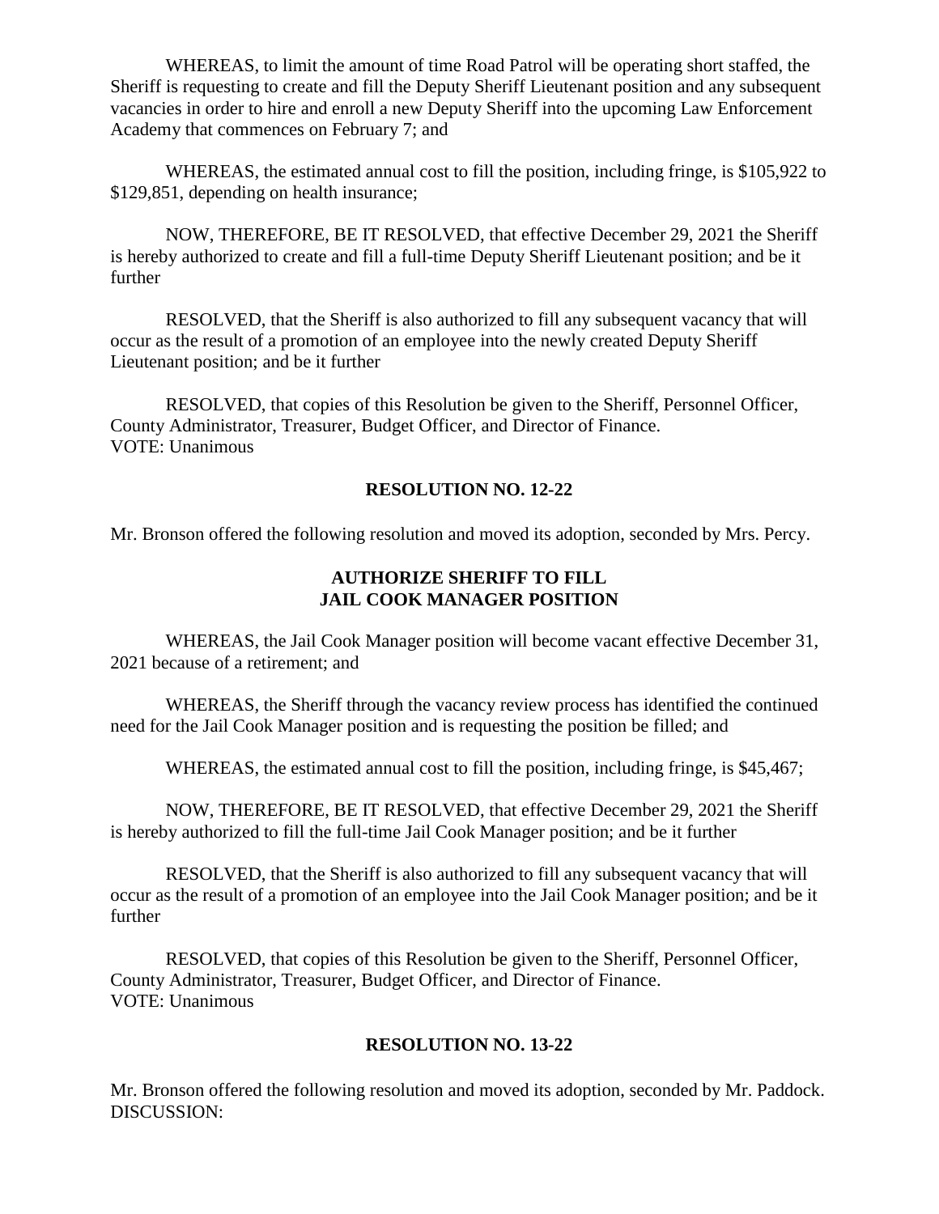WHEREAS, to limit the amount of time Road Patrol will be operating short staffed, the Sheriff is requesting to create and fill the Deputy Sheriff Lieutenant position and any subsequent vacancies in order to hire and enroll a new Deputy Sheriff into the upcoming Law Enforcement Academy that commences on February 7; and

WHEREAS, the estimated annual cost to fill the position, including fringe, is $105,922 to $129,851, depending on health insurance;

NOW, THEREFORE, BE IT RESOLVED, that effective December 29, 2021 the Sheriff is hereby authorized to create and fill a full-time Deputy Sheriff Lieutenant position; and be it further

RESOLVED, that the Sheriff is also authorized to fill any subsequent vacancy that will occur as the result of a promotion of an employee into the newly created Deputy Sheriff Lieutenant position; and be it further

RESOLVED, that copies of this Resolution be given to the Sheriff, Personnel Officer, County Administrator, Treasurer, Budget Officer, and Director of Finance.
VOTE: Unanimous

**RESOLUTION NO. 12-22**

Mr. Bronson offered the following resolution and moved its adoption, seconded by Mrs. Percy.

**AUTHORIZE SHERIFF TO FILL JAIL COOK MANAGER POSITION**

WHEREAS, the Jail Cook Manager position will become vacant effective December 31, 2021 because of a retirement; and

WHEREAS, the Sheriff through the vacancy review process has identified the continued need for the Jail Cook Manager position and is requesting the position be filled; and

WHEREAS, the estimated annual cost to fill the position, including fringe, is $45,467;

NOW, THEREFORE, BE IT RESOLVED, that effective December 29, 2021 the Sheriff is hereby authorized to fill the full-time Jail Cook Manager position; and be it further

RESOLVED, that the Sheriff is also authorized to fill any subsequent vacancy that will occur as the result of a promotion of an employee into the Jail Cook Manager position; and be it further

RESOLVED, that copies of this Resolution be given to the Sheriff, Personnel Officer, County Administrator, Treasurer, Budget Officer, and Director of Finance.
VOTE: Unanimous

**RESOLUTION NO. 13-22**

Mr. Bronson offered the following resolution and moved its adoption, seconded by Mr. Paddock.
DISCUSSION: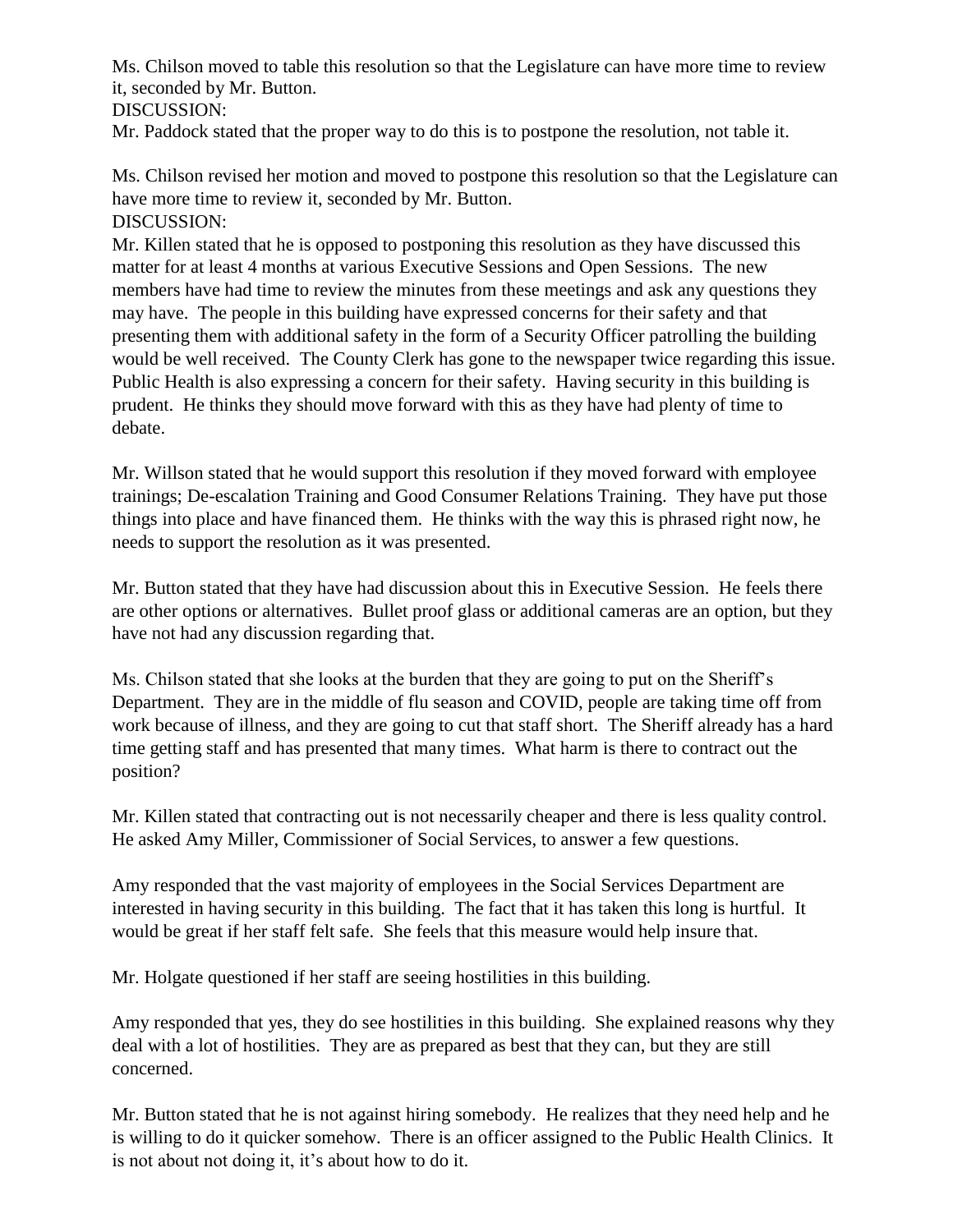Ms. Chilson moved to table this resolution so that the Legislature can have more time to review it, seconded by Mr. Button.

DISCUSSION:

Mr. Paddock stated that the proper way to do this is to postpone the resolution, not table it.

Ms. Chilson revised her motion and moved to postpone this resolution so that the Legislature can have more time to review it, seconded by Mr. Button.

DISCUSSION:

Mr. Killen stated that he is opposed to postponing this resolution as they have discussed this matter for at least 4 months at various Executive Sessions and Open Sessions. The new members have had time to review the minutes from these meetings and ask any questions they may have. The people in this building have expressed concerns for their safety and that presenting them with additional safety in the form of a Security Officer patrolling the building would be well received. The County Clerk has gone to the newspaper twice regarding this issue. Public Health is also expressing a concern for their safety. Having security in this building is prudent. He thinks they should move forward with this as they have had plenty of time to debate.

Mr. Willson stated that he would support this resolution if they moved forward with employee trainings; De-escalation Training and Good Consumer Relations Training. They have put those things into place and have financed them. He thinks with the way this is phrased right now, he needs to support the resolution as it was presented.

Mr. Button stated that they have had discussion about this in Executive Session. He feels there are other options or alternatives. Bullet proof glass or additional cameras are an option, but they have not had any discussion regarding that.

Ms. Chilson stated that she looks at the burden that they are going to put on the Sheriff's Department. They are in the middle of flu season and COVID, people are taking time off from work because of illness, and they are going to cut that staff short. The Sheriff already has a hard time getting staff and has presented that many times. What harm is there to contract out the position?

Mr. Killen stated that contracting out is not necessarily cheaper and there is less quality control. He asked Amy Miller, Commissioner of Social Services, to answer a few questions.

Amy responded that the vast majority of employees in the Social Services Department are interested in having security in this building. The fact that it has taken this long is hurtful. It would be great if her staff felt safe. She feels that this measure would help insure that.

Mr. Holgate questioned if her staff are seeing hostilities in this building.

Amy responded that yes, they do see hostilities in this building. She explained reasons why they deal with a lot of hostilities. They are as prepared as best that they can, but they are still concerned.

Mr. Button stated that he is not against hiring somebody. He realizes that they need help and he is willing to do it quicker somehow. There is an officer assigned to the Public Health Clinics. It is not about not doing it, it's about how to do it.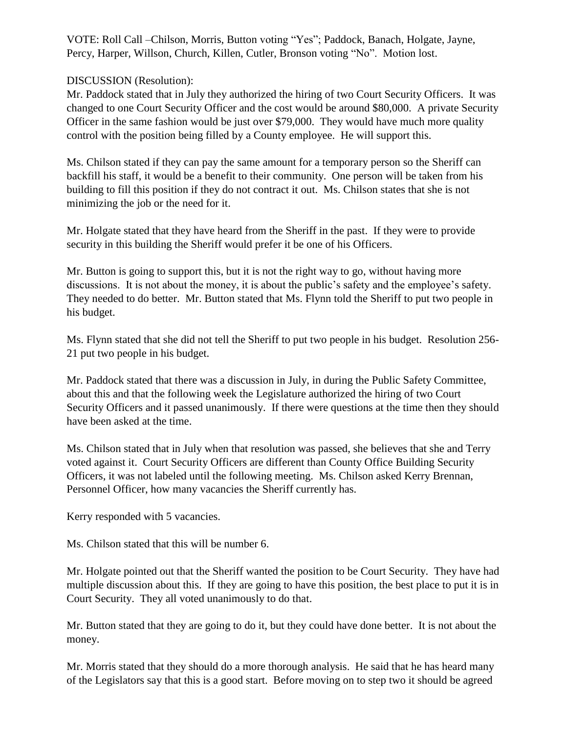VOTE: Roll Call –Chilson, Morris, Button voting "Yes"; Paddock, Banach, Holgate, Jayne, Percy, Harper, Willson, Church, Killen, Cutler, Bronson voting "No". Motion lost.

DISCUSSION (Resolution):

Mr. Paddock stated that in July they authorized the hiring of two Court Security Officers. It was changed to one Court Security Officer and the cost would be around $80,000. A private Security Officer in the same fashion would be just over $79,000. They would have much more quality control with the position being filled by a County employee. He will support this.

Ms. Chilson stated if they can pay the same amount for a temporary person so the Sheriff can backfill his staff, it would be a benefit to their community. One person will be taken from his building to fill this position if they do not contract it out. Ms. Chilson states that she is not minimizing the job or the need for it.

Mr. Holgate stated that they have heard from the Sheriff in the past. If they were to provide security in this building the Sheriff would prefer it be one of his Officers.

Mr. Button is going to support this, but it is not the right way to go, without having more discussions. It is not about the money, it is about the public's safety and the employee's safety. They needed to do better. Mr. Button stated that Ms. Flynn told the Sheriff to put two people in his budget.

Ms. Flynn stated that she did not tell the Sheriff to put two people in his budget. Resolution 256-21 put two people in his budget.

Mr. Paddock stated that there was a discussion in July, in during the Public Safety Committee, about this and that the following week the Legislature authorized the hiring of two Court Security Officers and it passed unanimously. If there were questions at the time then they should have been asked at the time.

Ms. Chilson stated that in July when that resolution was passed, she believes that she and Terry voted against it. Court Security Officers are different than County Office Building Security Officers, it was not labeled until the following meeting. Ms. Chilson asked Kerry Brennan, Personnel Officer, how many vacancies the Sheriff currently has.

Kerry responded with 5 vacancies.

Ms. Chilson stated that this will be number 6.

Mr. Holgate pointed out that the Sheriff wanted the position to be Court Security. They have had multiple discussion about this. If they are going to have this position, the best place to put it is in Court Security. They all voted unanimously to do that.

Mr. Button stated that they are going to do it, but they could have done better. It is not about the money.

Mr. Morris stated that they should do a more thorough analysis. He said that he has heard many of the Legislators say that this is a good start. Before moving on to step two it should be agreed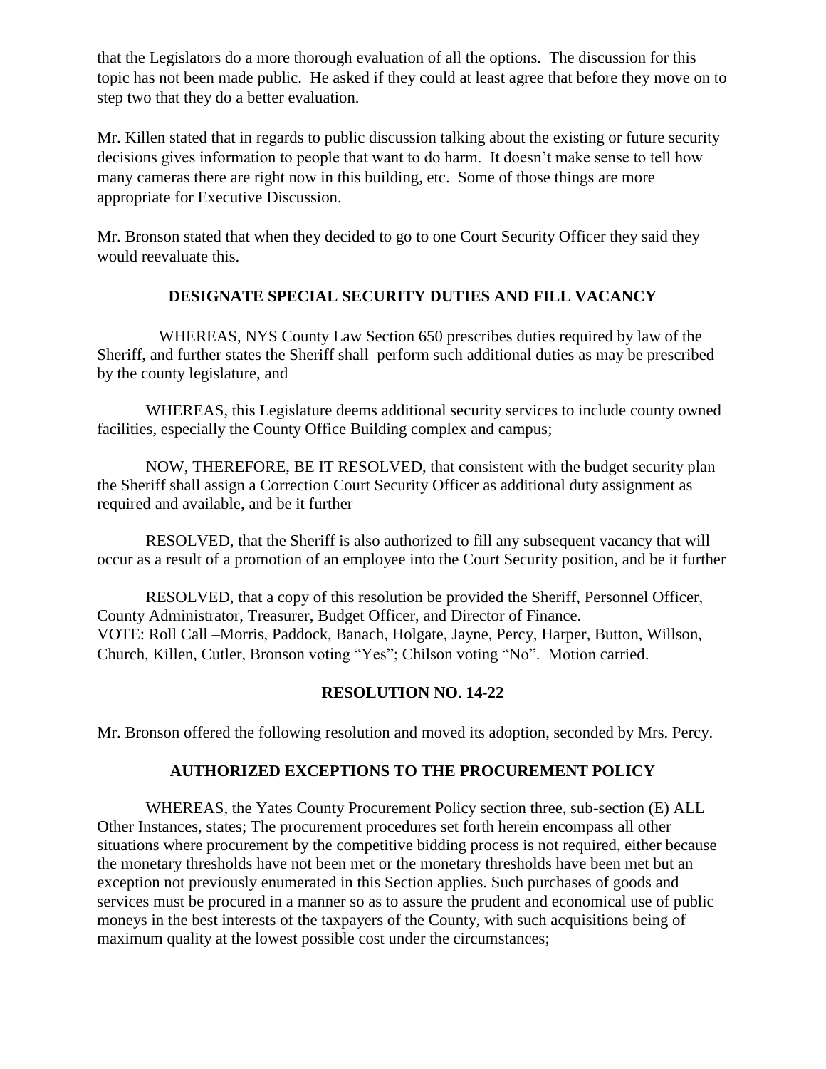that the Legislators do a more thorough evaluation of all the options. The discussion for this topic has not been made public. He asked if they could at least agree that before they move on to step two that they do a better evaluation.

Mr. Killen stated that in regards to public discussion talking about the existing or future security decisions gives information to people that want to do harm. It doesn't make sense to tell how many cameras there are right now in this building, etc. Some of those things are more appropriate for Executive Discussion.

Mr. Bronson stated that when they decided to go to one Court Security Officer they said they would reevaluate this.

**DESIGNATE SPECIAL SECURITY DUTIES AND FILL VACANCY**

WHEREAS, NYS County Law Section 650 prescribes duties required by law of the Sheriff, and further states the Sheriff shall perform such additional duties as may be prescribed by the county legislature, and

WHEREAS, this Legislature deems additional security services to include county owned facilities, especially the County Office Building complex and campus;

NOW, THEREFORE, BE IT RESOLVED, that consistent with the budget security plan the Sheriff shall assign a Correction Court Security Officer as additional duty assignment as required and available, and be it further

RESOLVED, that the Sheriff is also authorized to fill any subsequent vacancy that will occur as a result of a promotion of an employee into the Court Security position, and be it further

RESOLVED, that a copy of this resolution be provided the Sheriff, Personnel Officer, County Administrator, Treasurer, Budget Officer, and Director of Finance.
VOTE: Roll Call –Morris, Paddock, Banach, Holgate, Jayne, Percy, Harper, Button, Willson, Church, Killen, Cutler, Bronson voting "Yes"; Chilson voting "No". Motion carried.

**RESOLUTION NO. 14-22**

Mr. Bronson offered the following resolution and moved its adoption, seconded by Mrs. Percy.

**AUTHORIZED EXCEPTIONS TO THE PROCUREMENT POLICY**

WHEREAS, the Yates County Procurement Policy section three, sub-section (E) ALL Other Instances, states; The procurement procedures set forth herein encompass all other situations where procurement by the competitive bidding process is not required, either because the monetary thresholds have not been met or the monetary thresholds have been met but an exception not previously enumerated in this Section applies. Such purchases of goods and services must be procured in a manner so as to assure the prudent and economical use of public moneys in the best interests of the taxpayers of the County, with such acquisitions being of maximum quality at the lowest possible cost under the circumstances;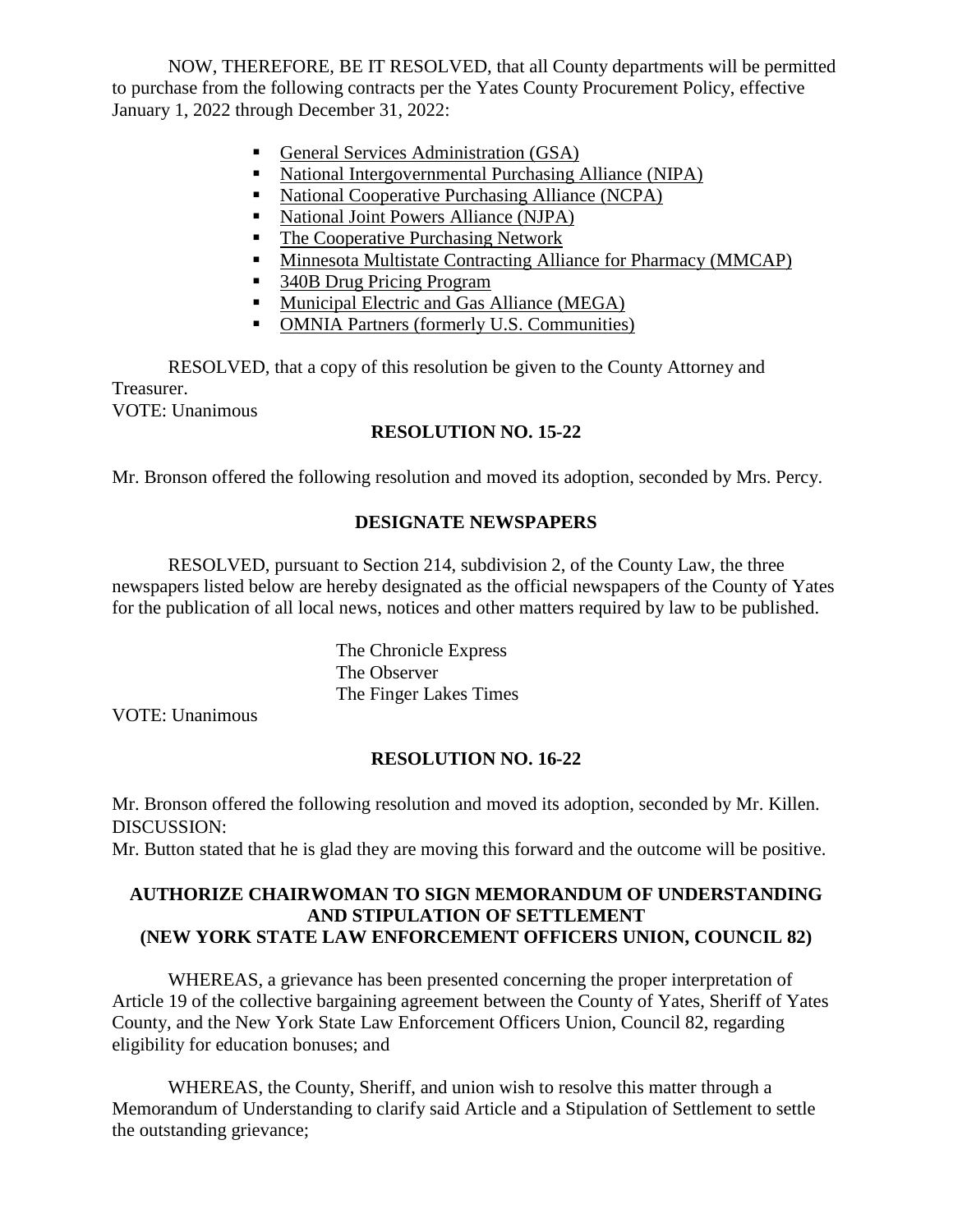NOW, THEREFORE, BE IT RESOLVED, that all County departments will be permitted to purchase from the following contracts per the Yates County Procurement Policy, effective January 1, 2022 through December 31, 2022:

- General Services Administration (GSA)
- National Intergovernmental Purchasing Alliance (NIPA)
- National Cooperative Purchasing Alliance (NCPA)
- National Joint Powers Alliance (NJPA)
- The Cooperative Purchasing Network
- Minnesota Multistate Contracting Alliance for Pharmacy (MMCAP)
- 340B Drug Pricing Program
- Municipal Electric and Gas Alliance (MEGA)
- OMNIA Partners (formerly U.S. Communities)

RESOLVED, that a copy of this resolution be given to the County Attorney and Treasurer.
VOTE: Unanimous

**RESOLUTION NO. 15-22**

Mr. Bronson offered the following resolution and moved its adoption, seconded by Mrs. Percy.

**DESIGNATE NEWSPAPERS**

RESOLVED, pursuant to Section 214, subdivision 2, of the County Law, the three newspapers listed below are hereby designated as the official newspapers of the County of Yates for the publication of all local news, notices and other matters required by law to be published.

The Chronicle Express
The Observer
The Finger Lakes Times

VOTE: Unanimous

**RESOLUTION NO. 16-22**

Mr. Bronson offered the following resolution and moved its adoption, seconded by Mr. Killen.
DISCUSSION:
Mr. Button stated that he is glad they are moving this forward and the outcome will be positive.

**AUTHORIZE CHAIRWOMAN TO SIGN MEMORANDUM OF UNDERSTANDING AND STIPULATION OF SETTLEMENT (NEW YORK STATE LAW ENFORCEMENT OFFICERS UNION, COUNCIL 82)**

WHEREAS, a grievance has been presented concerning the proper interpretation of Article 19 of the collective bargaining agreement between the County of Yates, Sheriff of Yates County, and the New York State Law Enforcement Officers Union, Council 82, regarding eligibility for education bonuses; and

WHEREAS, the County, Sheriff, and union wish to resolve this matter through a Memorandum of Understanding to clarify said Article and a Stipulation of Settlement to settle the outstanding grievance;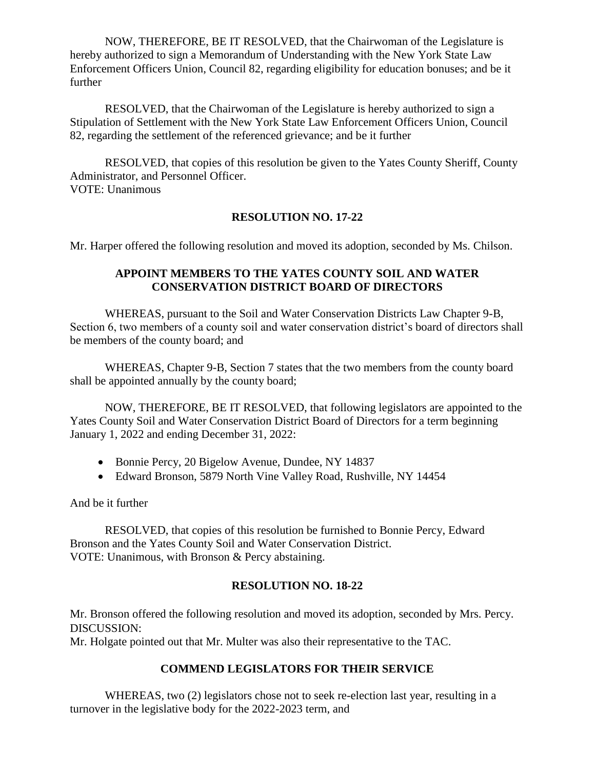NOW, THEREFORE, BE IT RESOLVED, that the Chairwoman of the Legislature is hereby authorized to sign a Memorandum of Understanding with the New York State Law Enforcement Officers Union, Council 82, regarding eligibility for education bonuses; and be it further

RESOLVED, that the Chairwoman of the Legislature is hereby authorized to sign a Stipulation of Settlement with the New York State Law Enforcement Officers Union, Council 82, regarding the settlement of the referenced grievance; and be it further

RESOLVED, that copies of this resolution be given to the Yates County Sheriff, County Administrator, and Personnel Officer.
VOTE: Unanimous

**RESOLUTION NO. 17-22**

Mr. Harper offered the following resolution and moved its adoption, seconded by Ms. Chilson.

**APPOINT MEMBERS TO THE YATES COUNTY SOIL AND WATER CONSERVATION DISTRICT BOARD OF DIRECTORS**

WHEREAS, pursuant to the Soil and Water Conservation Districts Law Chapter 9-B, Section 6, two members of a county soil and water conservation district's board of directors shall be members of the county board; and

WHEREAS, Chapter 9-B, Section 7 states that the two members from the county board shall be appointed annually by the county board;

NOW, THEREFORE, BE IT RESOLVED, that following legislators are appointed to the Yates County Soil and Water Conservation District Board of Directors for a term beginning January 1, 2022 and ending December 31, 2022:

- Bonnie Percy, 20 Bigelow Avenue, Dundee, NY 14837
- Edward Bronson, 5879 North Vine Valley Road, Rushville, NY 14454

And be it further

RESOLVED, that copies of this resolution be furnished to Bonnie Percy, Edward Bronson and the Yates County Soil and Water Conservation District.
VOTE: Unanimous, with Bronson & Percy abstaining.

**RESOLUTION NO. 18-22**

Mr. Bronson offered the following resolution and moved its adoption, seconded by Mrs. Percy.
DISCUSSION:
Mr. Holgate pointed out that Mr. Multer was also their representative to the TAC.

**COMMEND LEGISLATORS FOR THEIR SERVICE**

WHEREAS, two (2) legislators chose not to seek re-election last year, resulting in a turnover in the legislative body for the 2022-2023 term, and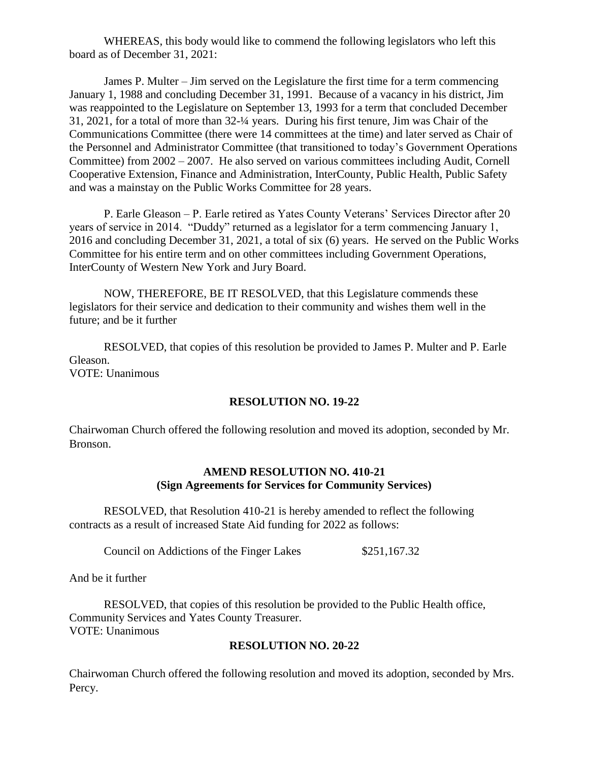WHEREAS, this body would like to commend the following legislators who left this board as of December 31, 2021:

James P. Multer – Jim served on the Legislature the first time for a term commencing January 1, 1988 and concluding December 31, 1991. Because of a vacancy in his district, Jim was reappointed to the Legislature on September 13, 1993 for a term that concluded December 31, 2021, for a total of more than 32-¼ years. During his first tenure, Jim was Chair of the Communications Committee (there were 14 committees at the time) and later served as Chair of the Personnel and Administrator Committee (that transitioned to today's Government Operations Committee) from 2002 – 2007. He also served on various committees including Audit, Cornell Cooperative Extension, Finance and Administration, InterCounty, Public Health, Public Safety and was a mainstay on the Public Works Committee for 28 years.

P. Earle Gleason – P. Earle retired as Yates County Veterans' Services Director after 20 years of service in 2014. "Duddy" returned as a legislator for a term commencing January 1, 2016 and concluding December 31, 2021, a total of six (6) years. He served on the Public Works Committee for his entire term and on other committees including Government Operations, InterCounty of Western New York and Jury Board.

NOW, THEREFORE, BE IT RESOLVED, that this Legislature commends these legislators for their service and dedication to their community and wishes them well in the future; and be it further

RESOLVED, that copies of this resolution be provided to James P. Multer and P. Earle Gleason.
VOTE: Unanimous

**RESOLUTION NO. 19-22**

Chairwoman Church offered the following resolution and moved its adoption, seconded by Mr. Bronson.

**AMEND RESOLUTION NO. 410-21**
**(Sign Agreements for Services for Community Services)**

RESOLVED, that Resolution 410-21 is hereby amended to reflect the following contracts as a result of increased State Aid funding for 2022 as follows:

Council on Addictions of the Finger Lakes $251,167.32

And be it further

RESOLVED, that copies of this resolution be provided to the Public Health office, Community Services and Yates County Treasurer.
VOTE: Unanimous

**RESOLUTION NO. 20-22**

Chairwoman Church offered the following resolution and moved its adoption, seconded by Mrs. Percy.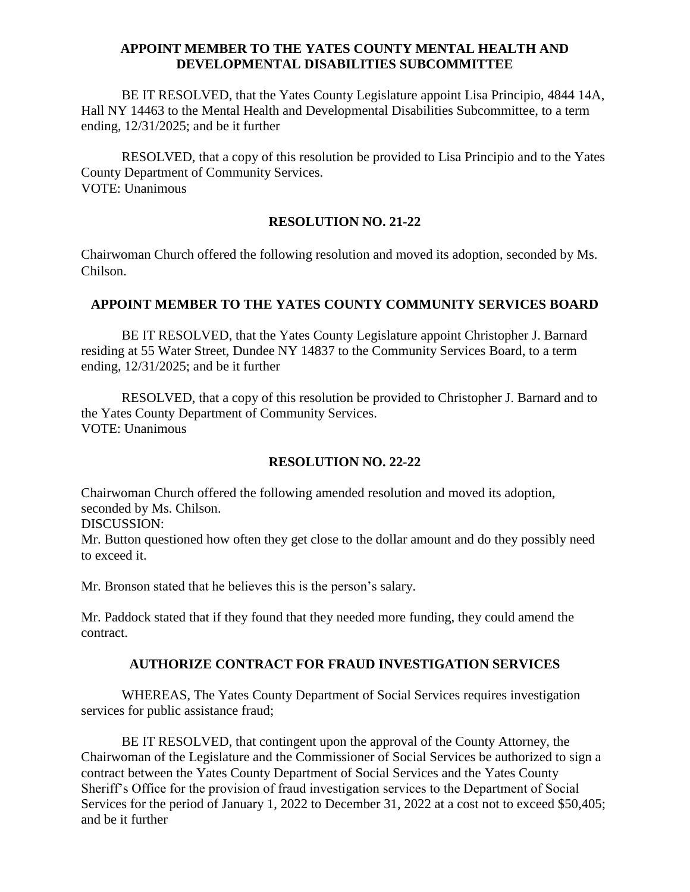### APPOINT MEMBER TO THE YATES COUNTY MENTAL HEALTH AND DEVELOPMENTAL DISABILITIES SUBCOMMITTEE

BE IT RESOLVED, that the Yates County Legislature appoint Lisa Principio, 4844 14A, Hall NY 14463 to the Mental Health and Developmental Disabilities Subcommittee, to a term ending, 12/31/2025; and be it further

RESOLVED, that a copy of this resolution be provided to Lisa Principio and to the Yates County Department of Community Services.
VOTE: Unanimous

### RESOLUTION NO. 21-22

Chairwoman Church offered the following resolution and moved its adoption, seconded by Ms. Chilson.

### APPOINT MEMBER TO THE YATES COUNTY COMMUNITY SERVICES BOARD

BE IT RESOLVED, that the Yates County Legislature appoint Christopher J. Barnard residing at 55 Water Street, Dundee NY 14837 to the Community Services Board, to a term ending, 12/31/2025; and be it further

RESOLVED, that a copy of this resolution be provided to Christopher J. Barnard and to the Yates County Department of Community Services.
VOTE: Unanimous

### RESOLUTION NO. 22-22

Chairwoman Church offered the following amended resolution and moved its adoption, seconded by Ms. Chilson.
DISCUSSION:
Mr. Button questioned how often they get close to the dollar amount and do they possibly need to exceed it.

Mr. Bronson stated that he believes this is the person's salary.

Mr. Paddock stated that if they found that they needed more funding, they could amend the contract.

### AUTHORIZE CONTRACT FOR FRAUD INVESTIGATION SERVICES

WHEREAS, The Yates County Department of Social Services requires investigation services for public assistance fraud;

BE IT RESOLVED, that contingent upon the approval of the County Attorney, the Chairwoman of the Legislature and the Commissioner of Social Services be authorized to sign a contract between the Yates County Department of Social Services and the Yates County Sheriff's Office for the provision of fraud investigation services to the Department of Social Services for the period of January 1, 2022 to December 31, 2022 at a cost not to exceed $50,405; and be it further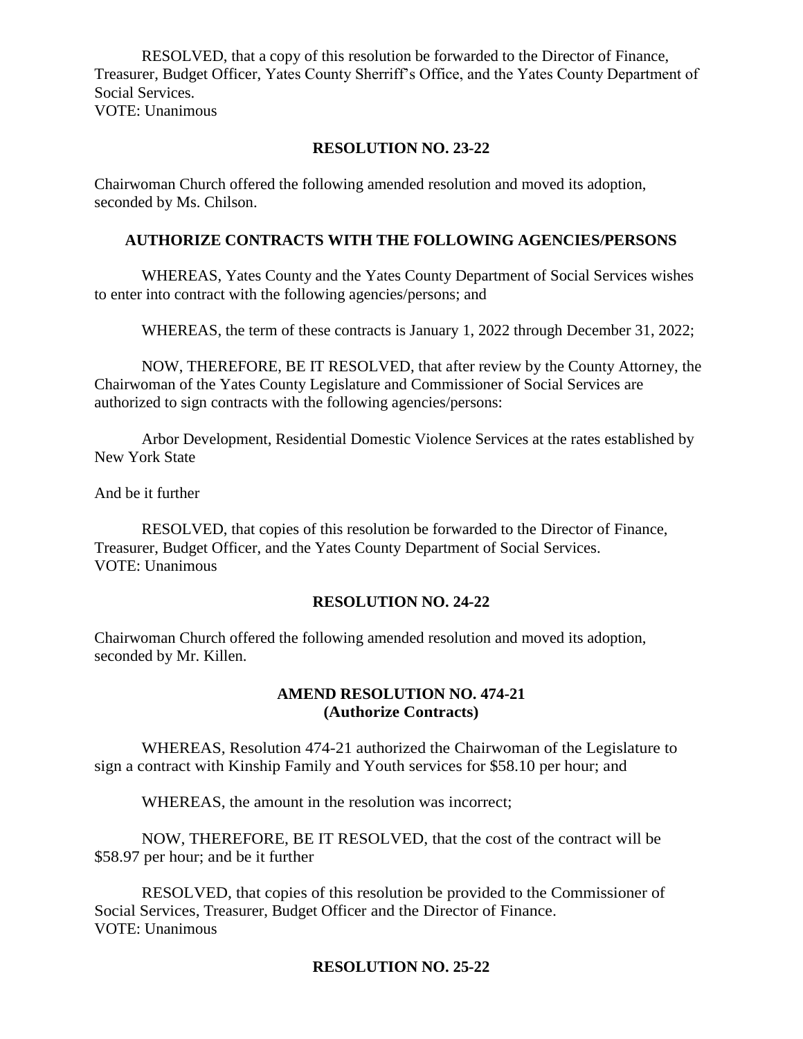RESOLVED, that a copy of this resolution be forwarded to the Director of Finance, Treasurer, Budget Officer, Yates County Sherriff's Office, and the Yates County Department of Social Services.
VOTE: Unanimous

**RESOLUTION NO. 23-22**

Chairwoman Church offered the following amended resolution and moved its adoption, seconded by Ms. Chilson.

**AUTHORIZE CONTRACTS WITH THE FOLLOWING AGENCIES/PERSONS**

WHEREAS, Yates County and the Yates County Department of Social Services wishes to enter into contract with the following agencies/persons; and

WHEREAS, the term of these contracts is January 1, 2022 through December 31, 2022;

NOW, THEREFORE, BE IT RESOLVED, that after review by the County Attorney, the Chairwoman of the Yates County Legislature and Commissioner of Social Services are authorized to sign contracts with the following agencies/persons:

Arbor Development, Residential Domestic Violence Services at the rates established by New York State

And be it further

RESOLVED, that copies of this resolution be forwarded to the Director of Finance, Treasurer, Budget Officer, and the Yates County Department of Social Services.
VOTE: Unanimous

**RESOLUTION NO. 24-22**

Chairwoman Church offered the following amended resolution and moved its adoption, seconded by Mr. Killen.

**AMEND RESOLUTION NO. 474-21**
**(Authorize Contracts)**

WHEREAS, Resolution 474-21 authorized the Chairwoman of the Legislature to sign a contract with Kinship Family and Youth services for $58.10 per hour; and

WHEREAS, the amount in the resolution was incorrect;

NOW, THEREFORE, BE IT RESOLVED, that the cost of the contract will be $58.97 per hour; and be it further

RESOLVED, that copies of this resolution be provided to the Commissioner of Social Services, Treasurer, Budget Officer and the Director of Finance.
VOTE: Unanimous

**RESOLUTION NO. 25-22**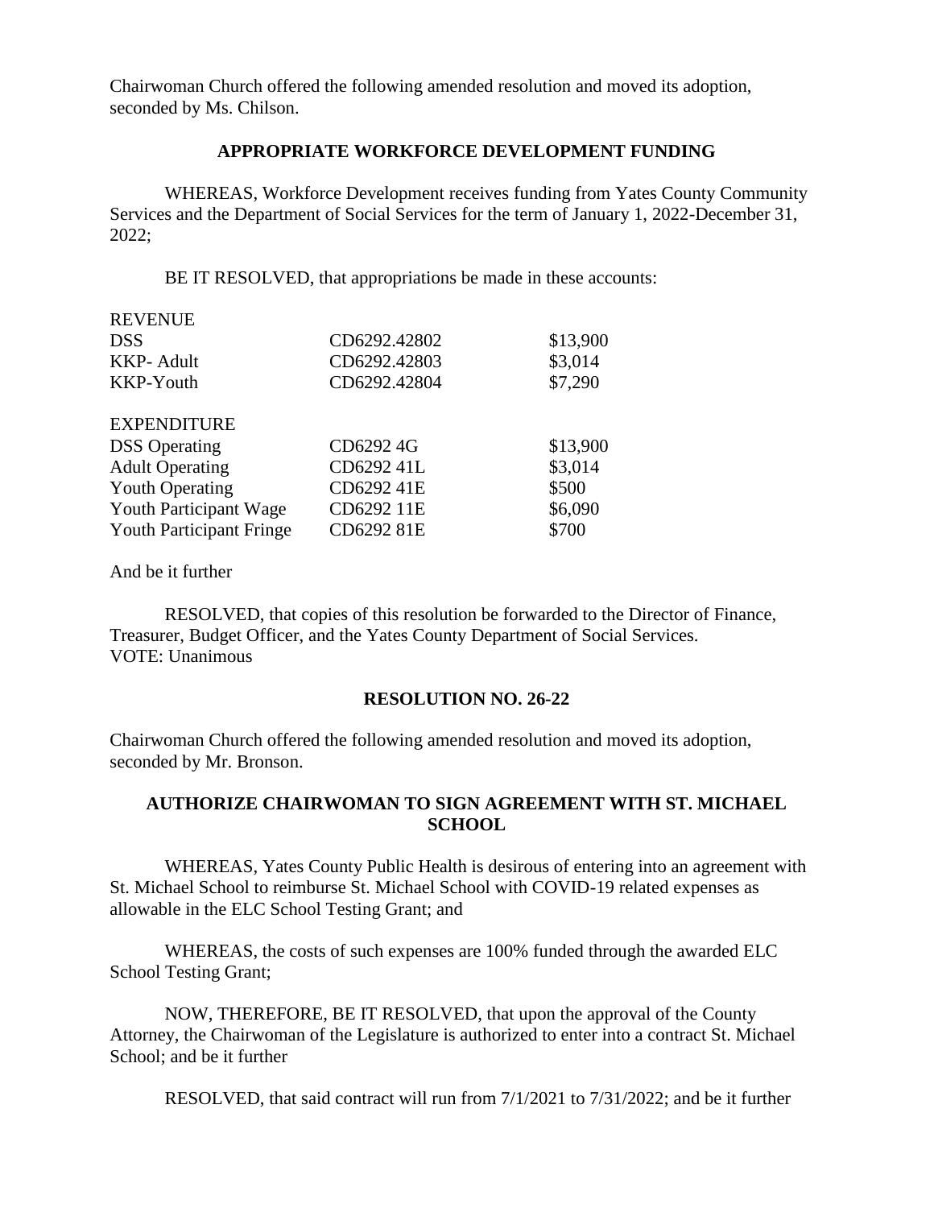Chairwoman Church offered the following amended resolution and moved its adoption, seconded by Ms. Chilson.

**APPROPRIATE WORKFORCE DEVELOPMENT FUNDING**

WHEREAS, Workforce Development receives funding from Yates County Community Services and the Department of Social Services for the term of January 1, 2022-December 31, 2022;

BE IT RESOLVED, that appropriations be made in these accounts:

| REVENUE | | |
|---|---|---|
| DSS | CD6292.42802 | $13,900 |
| KKP- Adult | CD6292.42803 | $3,014 |
| KKP-Youth | CD6292.42804 | $7,290 |
| | | |
| EXPENDITURE | | |
| DSS Operating | CD6292 4G | $13,900 |
| Adult Operating | CD6292 41L | $3,014 |
| Youth Operating | CD6292 41E | $500 |
| Youth Participant Wage | CD6292 11E | $6,090 |
| Youth Participant Fringe | CD6292 81E | $700 |

And be it further

RESOLVED, that copies of this resolution be forwarded to the Director of Finance, Treasurer, Budget Officer, and the Yates County Department of Social Services.
VOTE: Unanimous

**RESOLUTION NO. 26-22**

Chairwoman Church offered the following amended resolution and moved its adoption, seconded by Mr. Bronson.

**AUTHORIZE CHAIRWOMAN TO SIGN AGREEMENT WITH ST. MICHAEL SCHOOL**

WHEREAS, Yates County Public Health is desirous of entering into an agreement with St. Michael School to reimburse St. Michael School with COVID-19 related expenses as allowable in the ELC School Testing Grant; and

WHEREAS, the costs of such expenses are 100% funded through the awarded ELC School Testing Grant;

NOW, THEREFORE, BE IT RESOLVED, that upon the approval of the County Attorney, the Chairwoman of the Legislature is authorized to enter into a contract St. Michael School; and be it further

RESOLVED, that said contract will run from 7/1/2021 to 7/31/2022; and be it further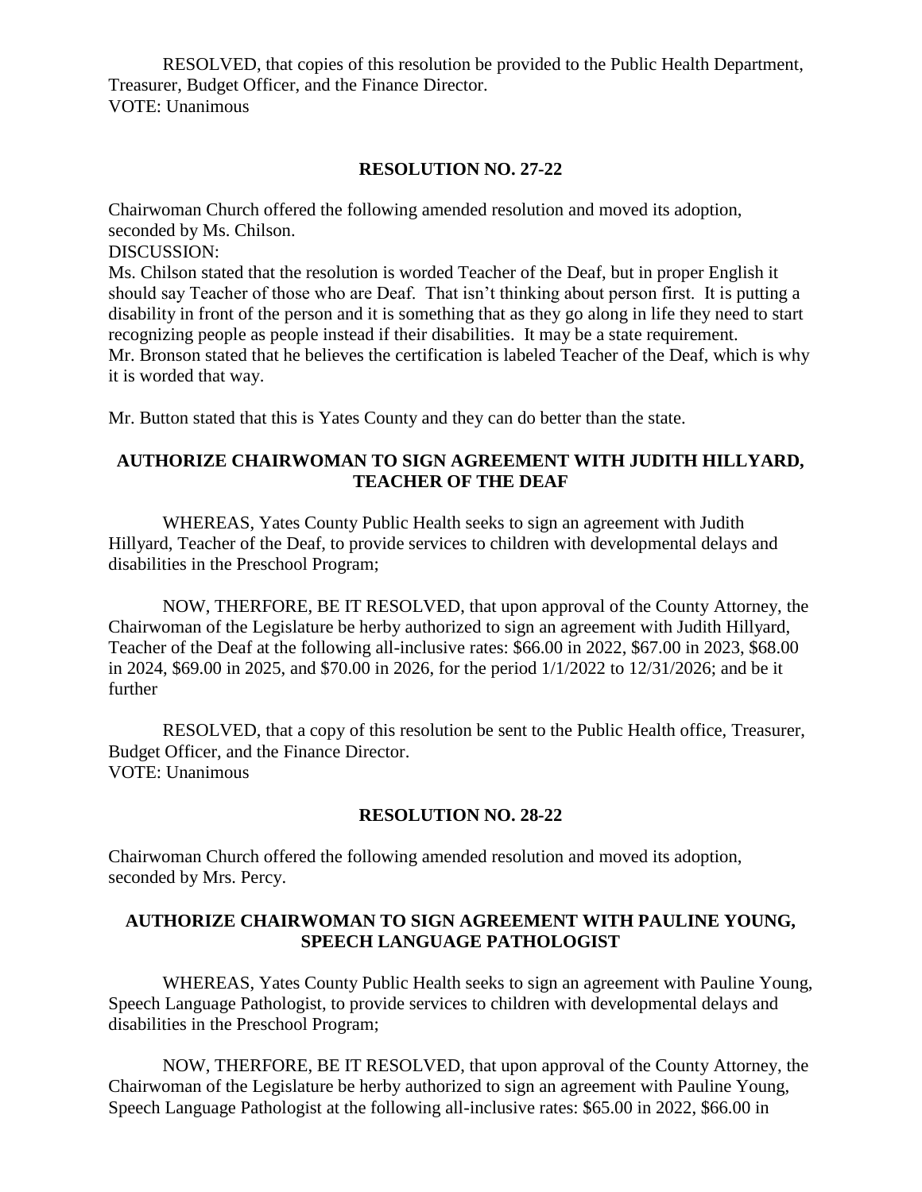RESOLVED, that copies of this resolution be provided to the Public Health Department, Treasurer, Budget Officer, and the Finance Director.
VOTE: Unanimous

**RESOLUTION NO. 27-22**

Chairwoman Church offered the following amended resolution and moved its adoption, seconded by Ms. Chilson.
DISCUSSION:
Ms. Chilson stated that the resolution is worded Teacher of the Deaf, but in proper English it should say Teacher of those who are Deaf. That isn't thinking about person first. It is putting a disability in front of the person and it is something that as they go along in life they need to start recognizing people as people instead if their disabilities. It may be a state requirement.
Mr. Bronson stated that he believes the certification is labeled Teacher of the Deaf, which is why it is worded that way.

Mr. Button stated that this is Yates County and they can do better than the state.

**AUTHORIZE CHAIRWOMAN TO SIGN AGREEMENT WITH JUDITH HILLYARD, TEACHER OF THE DEAF**

WHEREAS, Yates County Public Health seeks to sign an agreement with Judith Hillyard, Teacher of the Deaf, to provide services to children with developmental delays and disabilities in the Preschool Program;

NOW, THERFORE, BE IT RESOLVED, that upon approval of the County Attorney, the Chairwoman of the Legislature be herby authorized to sign an agreement with Judith Hillyard, Teacher of the Deaf at the following all-inclusive rates: $66.00 in 2022, $67.00 in 2023, $68.00 in 2024, $69.00 in 2025, and $70.00 in 2026, for the period 1/1/2022 to 12/31/2026; and be it further

RESOLVED, that a copy of this resolution be sent to the Public Health office, Treasurer, Budget Officer, and the Finance Director.
VOTE: Unanimous

**RESOLUTION NO. 28-22**

Chairwoman Church offered the following amended resolution and moved its adoption, seconded by Mrs. Percy.

**AUTHORIZE CHAIRWOMAN TO SIGN AGREEMENT WITH PAULINE YOUNG, SPEECH LANGUAGE PATHOLOGIST**

WHEREAS, Yates County Public Health seeks to sign an agreement with Pauline Young, Speech Language Pathologist, to provide services to children with developmental delays and disabilities in the Preschool Program;

NOW, THERFORE, BE IT RESOLVED, that upon approval of the County Attorney, the Chairwoman of the Legislature be herby authorized to sign an agreement with Pauline Young, Speech Language Pathologist at the following all-inclusive rates: $65.00 in 2022, $66.00 in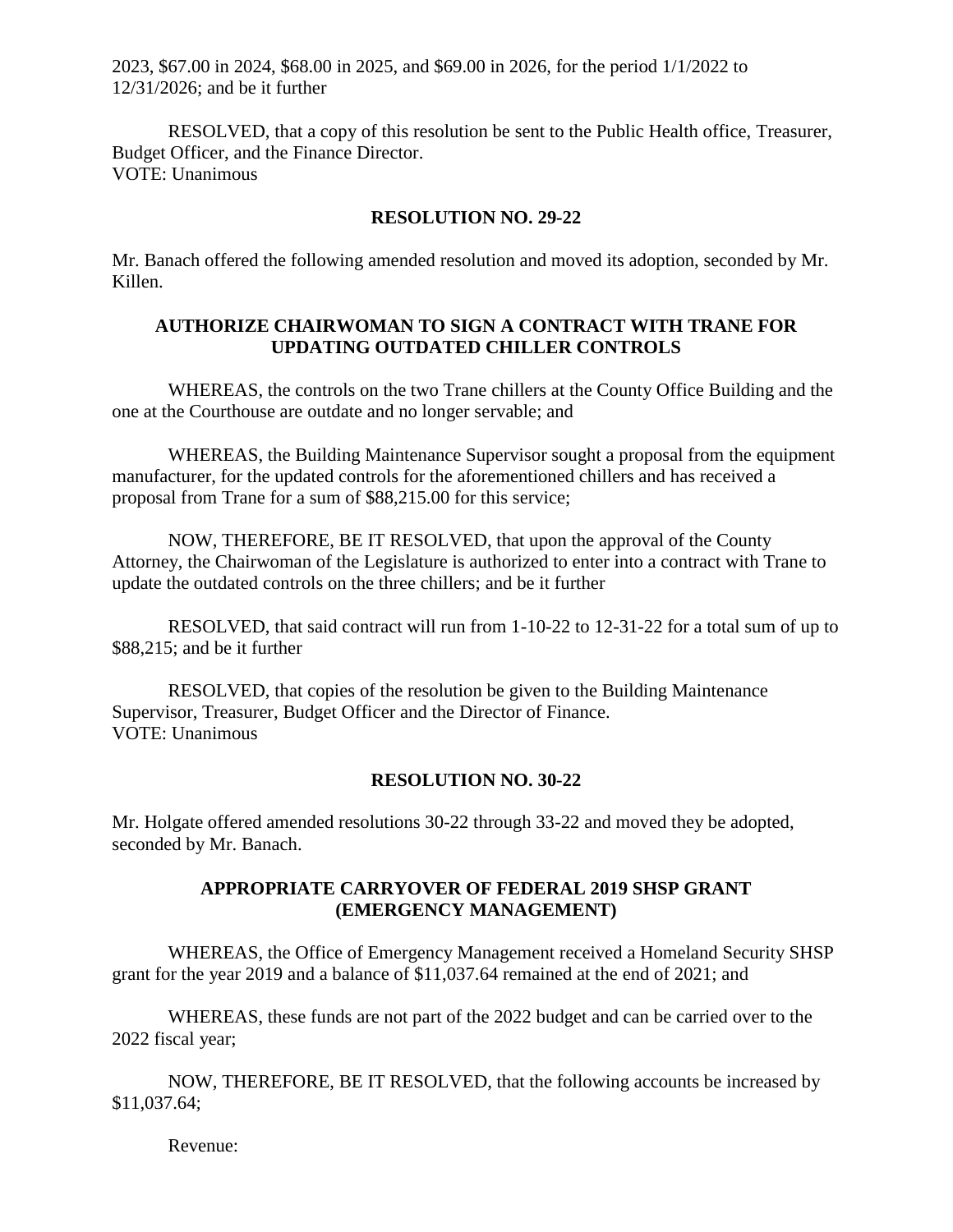2023, $67.00 in 2024, $68.00 in 2025, and $69.00 in 2026, for the period 1/1/2022 to 12/31/2026; and be it further

RESOLVED, that a copy of this resolution be sent to the Public Health office, Treasurer, Budget Officer, and the Finance Director.
VOTE: Unanimous

**RESOLUTION NO. 29-22**

Mr. Banach offered the following amended resolution and moved its adoption, seconded by Mr. Killen.

**AUTHORIZE CHAIRWOMAN TO SIGN A CONTRACT WITH TRANE FOR UPDATING OUTDATED CHILLER CONTROLS**

WHEREAS, the controls on the two Trane chillers at the County Office Building and the one at the Courthouse are outdate and no longer servable; and

WHEREAS, the Building Maintenance Supervisor sought a proposal from the equipment manufacturer, for the updated controls for the aforementioned chillers and has received a proposal from Trane for a sum of $88,215.00 for this service;

NOW, THEREFORE, BE IT RESOLVED, that upon the approval of the County Attorney, the Chairwoman of the Legislature is authorized to enter into a contract with Trane to update the outdated controls on the three chillers; and be it further

RESOLVED, that said contract will run from 1-10-22 to 12-31-22 for a total sum of up to $88,215; and be it further

RESOLVED, that copies of the resolution be given to the Building Maintenance Supervisor, Treasurer, Budget Officer and the Director of Finance.
VOTE: Unanimous

**RESOLUTION NO. 30-22**

Mr. Holgate offered amended resolutions 30-22 through 33-22 and moved they be adopted, seconded by Mr. Banach.

**APPROPRIATE CARRYOVER OF FEDERAL 2019 SHSP GRANT (EMERGENCY MANAGEMENT)**

WHEREAS, the Office of Emergency Management received a Homeland Security SHSP grant for the year 2019 and a balance of $11,037.64 remained at the end of 2021; and

WHEREAS, these funds are not part of the 2022 budget and can be carried over to the 2022 fiscal year;

NOW, THEREFORE, BE IT RESOLVED, that the following accounts be increased by $11,037.64;

Revenue: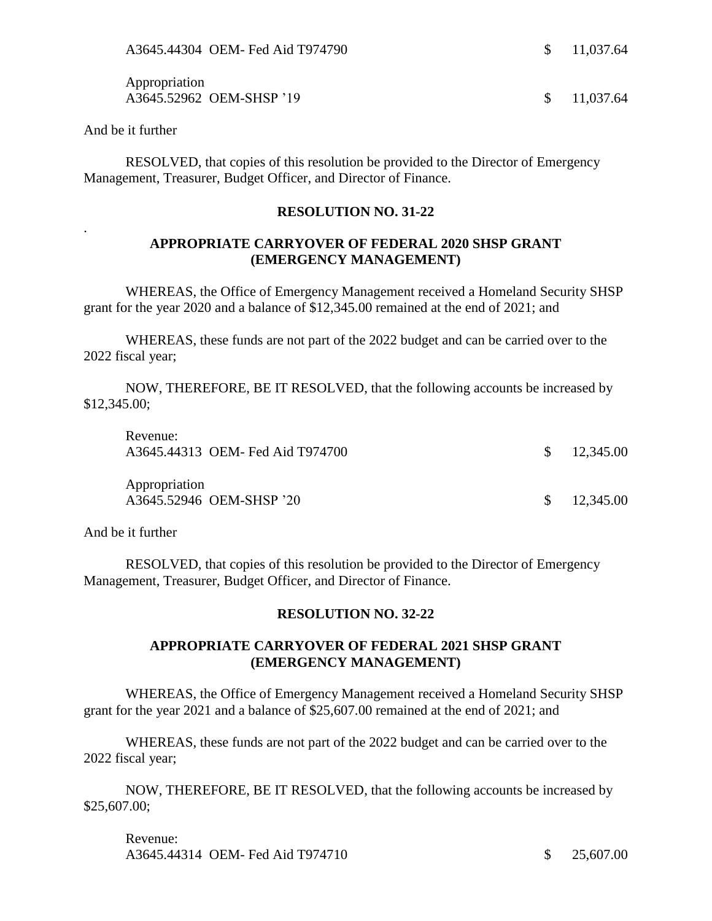A3645.44304 OEM- Fed Aid T974790 $ 11,037.64

Appropriation
A3645.52962 OEM-SHSP '19 $ 11,037.64

And be it further

RESOLVED, that copies of this resolution be provided to the Director of Emergency Management, Treasurer, Budget Officer, and Director of Finance.

**RESOLUTION NO. 31-22**

.

**APPROPRIATE CARRYOVER OF FEDERAL 2020 SHSP GRANT (EMERGENCY MANAGEMENT)**

WHEREAS, the Office of Emergency Management received a Homeland Security SHSP grant for the year 2020 and a balance of $12,345.00 remained at the end of 2021; and

WHEREAS, these funds are not part of the 2022 budget and can be carried over to the 2022 fiscal year;

NOW, THEREFORE, BE IT RESOLVED, that the following accounts be increased by $12,345.00;

Revenue:
A3645.44313 OEM- Fed Aid T974700 $ 12,345.00

Appropriation
A3645.52946 OEM-SHSP '20 $ 12,345.00

And be it further

RESOLVED, that copies of this resolution be provided to the Director of Emergency Management, Treasurer, Budget Officer, and Director of Finance.

**RESOLUTION NO. 32-22**

**APPROPRIATE CARRYOVER OF FEDERAL 2021 SHSP GRANT (EMERGENCY MANAGEMENT)**

WHEREAS, the Office of Emergency Management received a Homeland Security SHSP grant for the year 2021 and a balance of $25,607.00 remained at the end of 2021; and

WHEREAS, these funds are not part of the 2022 budget and can be carried over to the 2022 fiscal year;

NOW, THEREFORE, BE IT RESOLVED, that the following accounts be increased by $25,607.00;

Revenue:
A3645.44314 OEM- Fed Aid T974710 $ 25,607.00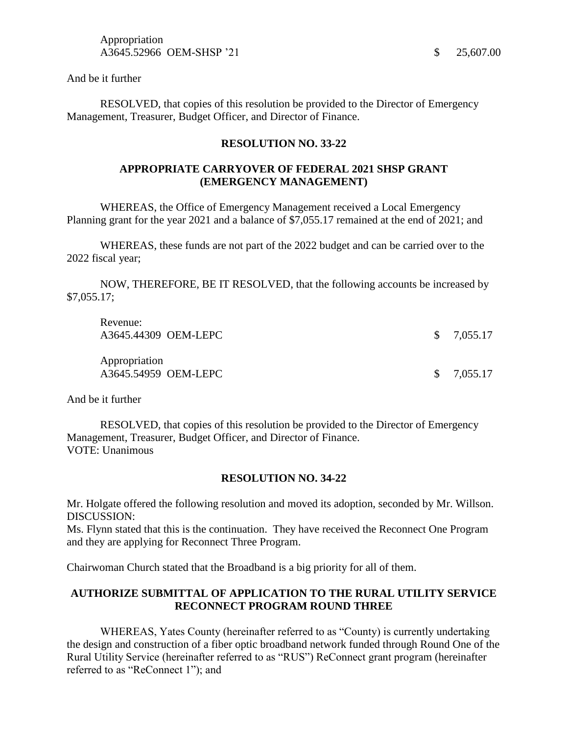Appropriation
A3645.52966 OEM-SHSP '21 $ 25,607.00

And be it further

RESOLVED, that copies of this resolution be provided to the Director of Emergency Management, Treasurer, Budget Officer, and Director of Finance.

**RESOLUTION NO. 33-22**

**APPROPRIATE CARRYOVER OF FEDERAL 2021 SHSP GRANT (EMERGENCY MANAGEMENT)**

WHEREAS, the Office of Emergency Management received a Local Emergency Planning grant for the year 2021 and a balance of $7,055.17 remained at the end of 2021; and

WHEREAS, these funds are not part of the 2022 budget and can be carried over to the 2022 fiscal year;

NOW, THEREFORE, BE IT RESOLVED, that the following accounts be increased by $7,055.17;

Revenue:
A3645.44309 OEM-LEPC $ 7,055.17

Appropriation
A3645.54959 OEM-LEPC $ 7,055.17

And be it further

RESOLVED, that copies of this resolution be provided to the Director of Emergency Management, Treasurer, Budget Officer, and Director of Finance.
VOTE: Unanimous

**RESOLUTION NO. 34-22**

Mr. Holgate offered the following resolution and moved its adoption, seconded by Mr. Willson.
DISCUSSION:
Ms. Flynn stated that this is the continuation. They have received the Reconnect One Program and they are applying for Reconnect Three Program.

Chairwoman Church stated that the Broadband is a big priority for all of them.

**AUTHORIZE SUBMITTAL OF APPLICATION TO THE RURAL UTILITY SERVICE RECONNECT PROGRAM ROUND THREE**

WHEREAS, Yates County (hereinafter referred to as "County) is currently undertaking the design and construction of a fiber optic broadband network funded through Round One of the Rural Utility Service (hereinafter referred to as "RUS") ReConnect grant program (hereinafter referred to as "ReConnect 1"); and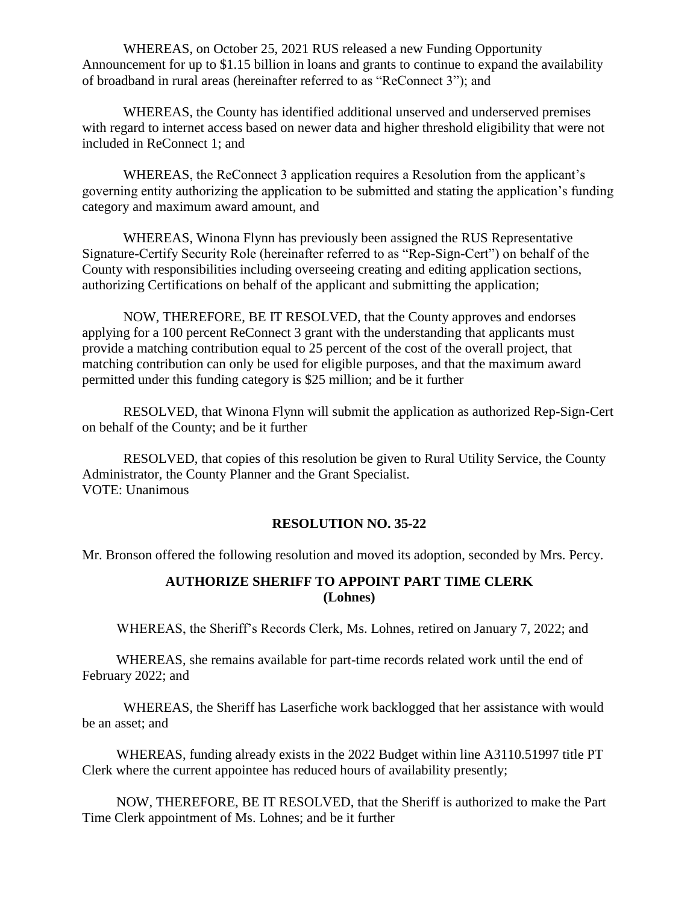WHEREAS, on October 25, 2021 RUS released a new Funding Opportunity Announcement for up to $1.15 billion in loans and grants to continue to expand the availability of broadband in rural areas (hereinafter referred to as "ReConnect 3"); and

WHEREAS, the County has identified additional unserved and underserved premises with regard to internet access based on newer data and higher threshold eligibility that were not included in ReConnect 1; and

WHEREAS, the ReConnect 3 application requires a Resolution from the applicant's governing entity authorizing the application to be submitted and stating the application's funding category and maximum award amount, and

WHEREAS, Winona Flynn has previously been assigned the RUS Representative Signature-Certify Security Role (hereinafter referred to as "Rep-Sign-Cert") on behalf of the County with responsibilities including overseeing creating and editing application sections, authorizing Certifications on behalf of the applicant and submitting the application;

NOW, THEREFORE, BE IT RESOLVED, that the County approves and endorses applying for a 100 percent ReConnect 3 grant with the understanding that applicants must provide a matching contribution equal to 25 percent of the cost of the overall project, that matching contribution can only be used for eligible purposes, and that the maximum award permitted under this funding category is $25 million; and be it further

RESOLVED, that Winona Flynn will submit the application as authorized Rep-Sign-Cert on behalf of the County; and be it further

RESOLVED, that copies of this resolution be given to Rural Utility Service, the County Administrator, the County Planner and the Grant Specialist.
VOTE: Unanimous

## RESOLUTION NO. 35-22

Mr. Bronson offered the following resolution and moved its adoption, seconded by Mrs. Percy.

### AUTHORIZE SHERIFF TO APPOINT PART TIME CLERK (Lohnes)

WHEREAS, the Sheriff's Records Clerk, Ms. Lohnes, retired on January 7, 2022; and

WHEREAS, she remains available for part-time records related work until the end of February 2022; and

WHEREAS, the Sheriff has Laserfiche work backlogged that her assistance with would be an asset; and

WHEREAS, funding already exists in the 2022 Budget within line A3110.51997 title PT Clerk where the current appointee has reduced hours of availability presently;

NOW, THEREFORE, BE IT RESOLVED, that the Sheriff is authorized to make the Part Time Clerk appointment of Ms. Lohnes; and be it further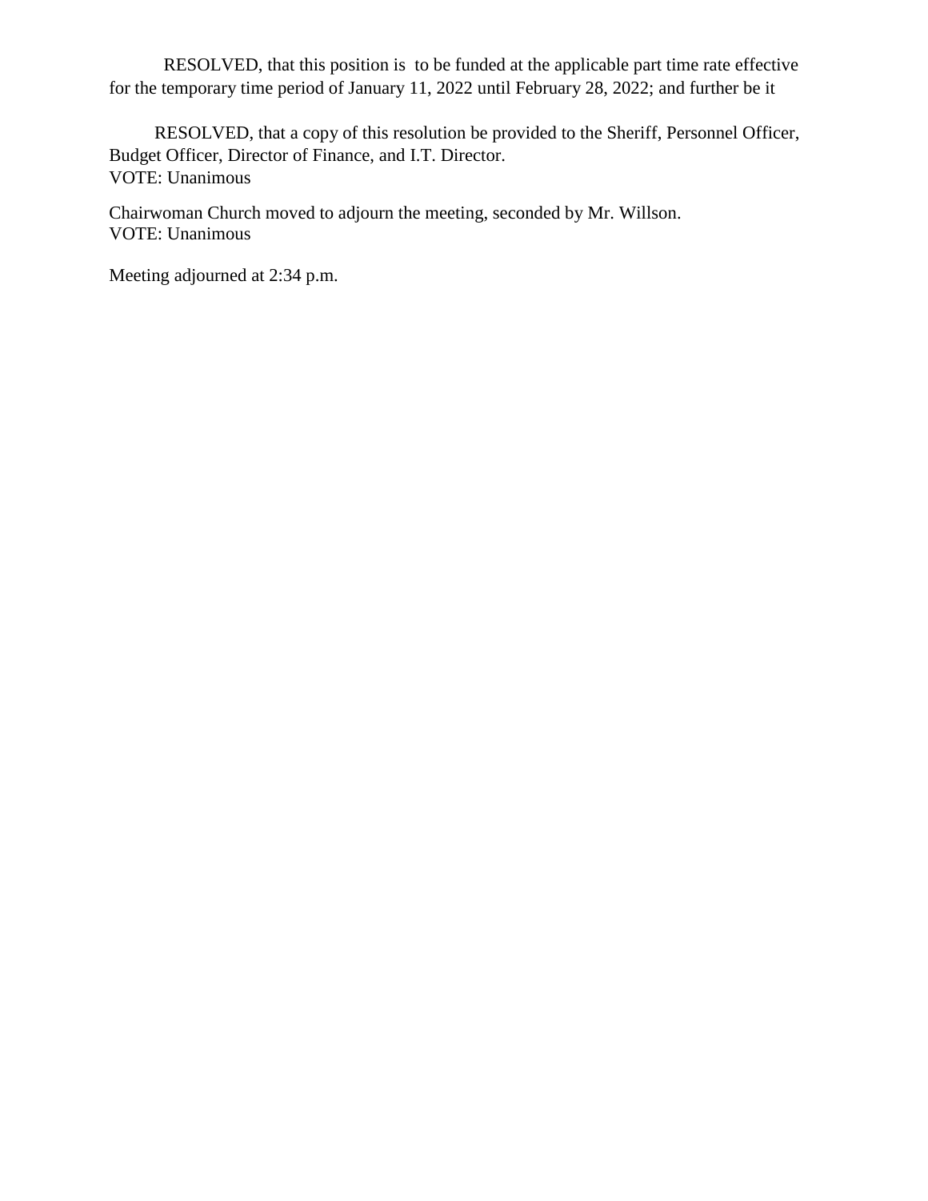RESOLVED, that this position is to be funded at the applicable part time rate effective for the temporary time period of January 11, 2022 until February 28, 2022; and further be it

RESOLVED, that a copy of this resolution be provided to the Sheriff, Personnel Officer, Budget Officer, Director of Finance, and I.T. Director.
VOTE: Unanimous

Chairwoman Church moved to adjourn the meeting, seconded by Mr. Willson.
VOTE: Unanimous

Meeting adjourned at 2:34 p.m.